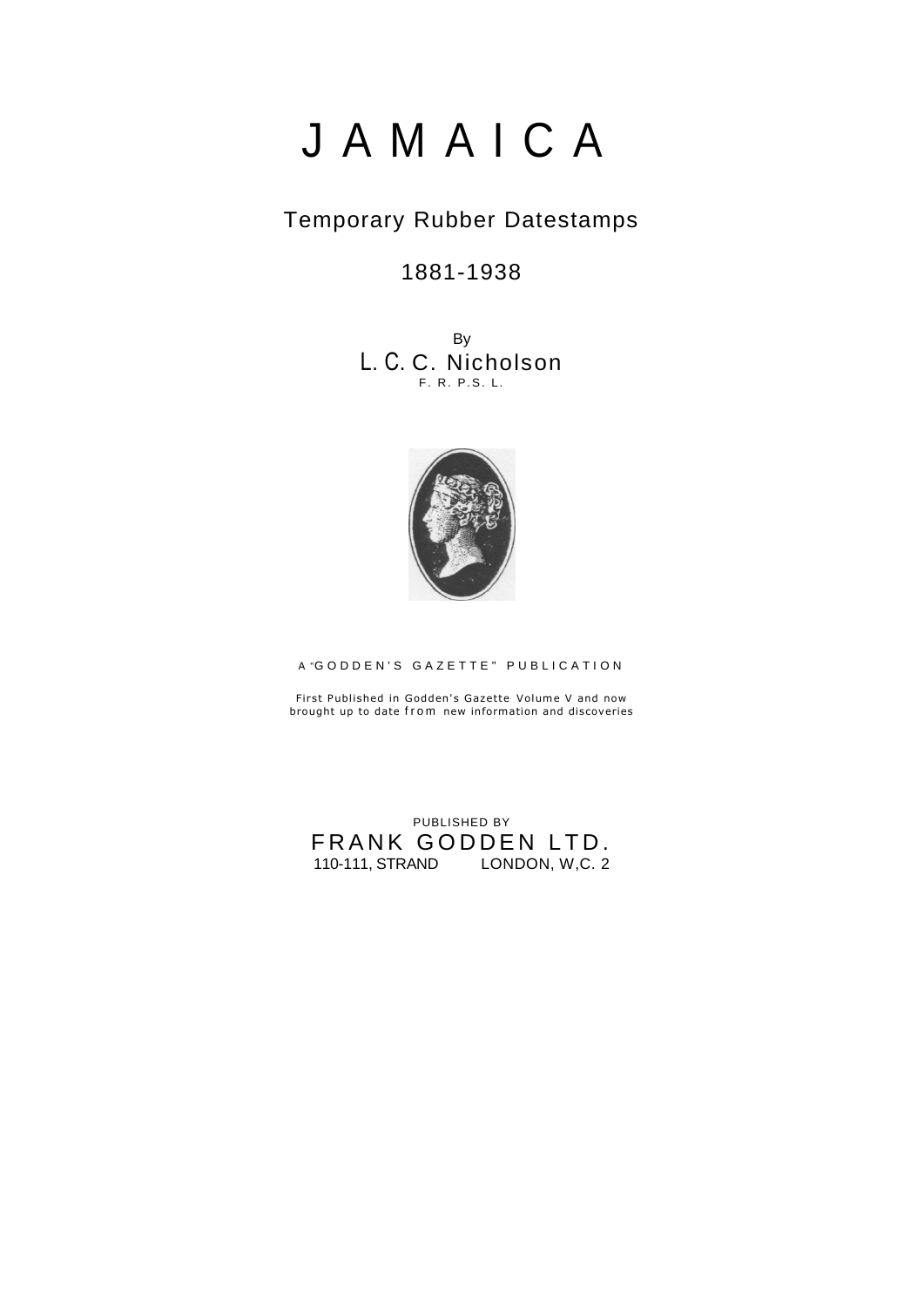# JAMAICA

## Temporary Rubber Datestamps

## 1881-1938

By

L. C. C. Nicholson

F. R. P.S. L.

A "GODDEN'S GAZETTE" PUBLICATION

First Published in Godden's Gazette Volume V and now brought up to date from new information and discoveries

PUBLISHED BY

FRANK GODDEN LTD.

110-111, STRAND LONDON, W,C. 2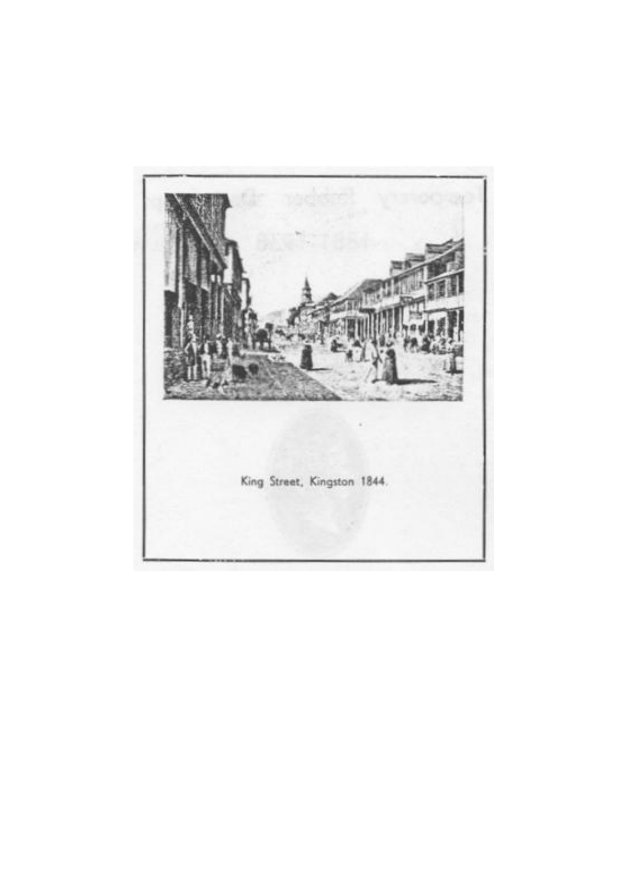King Street, Kingston 1844.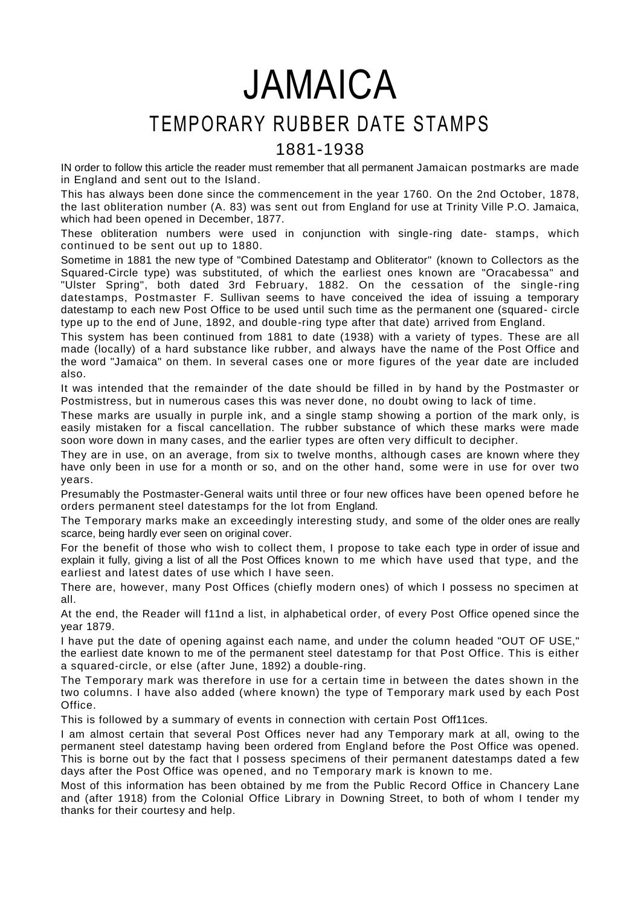# JAMAICA

## TEMPORARY RUBBER DATE STAMPS

### 1881-1938

IN order to follow this article the reader must remember that all permanent Jamaican postmarks are made in England and sent out to the Island.

This has always been done since the commencement in the year 1760. On the 2nd October, 1878, the last obliteration number (A. 83) was sent out from England for use at Trinity Ville P.O. Jamaica, which had been opened in December, 1877.

These obliteration numbers were used in conjunction with single-ring date- stamps, which continued to be sent out up to 1880.

Sometime in 1881 the new type of "Combined Datestamp and Obliterator" (known to Collectors as the Squared-Circle type) was substituted, of which the earliest ones known are "Oracabessa" and "Ulster Spring", both dated 3rd February, 1882. On the cessation of the single-ring datestamps, Postmaster F. Sullivan seems to have conceived the idea of issuing a temporary datestamp to each new Post Office to be used until such time as the permanent one (squared- circle type up to the end of June, 1892, and double-ring type after that date) arrived from England.

This system has been continued from 1881 to date (1938) with a variety of types. These are all made (locally) of a hard substance like rubber, and always have the name of the Post Office and the word "Jamaica" on them. In several cases one or more figures of the year date are included also.

It was intended that the remainder of the date should be filled in by hand by the Postmaster or Postmistress, but in numerous cases this was never done, no doubt owing to lack of time.

These marks are usually in purple ink, and a single stamp showing a portion of the mark only, is easily mistaken for a fiscal cancellation. The rubber substance of which these marks were made soon wore down in many cases, and the earlier types are often very difficult to decipher.

They are in use, on an average, from six to twelve months, although cases are known where they have only been in use for a month or so, and on the other hand, some were in use for over two years.

Presumably the Postmaster-General waits until three or four new offices have been opened before he orders permanent steel datestamps for the lot from England.

The Temporary marks make an exceedingly interesting study, and some of the older ones are really scarce, being hardly ever seen on original cover.

For the benefit of those who wish to collect them, I propose to take each type in order of issue and explain it fully, giving a list of all the Post Offices known to me which have used that type, and the earliest and latest dates of use which I have seen.

There are, however, many Post Offices (chiefly modern ones) of which I possess no specimen at all.

At the end, the Reader will f11nd a list, in alphabetical order, of every Post Office opened since the year 1879.

I have put the date of opening against each name, and under the column headed "OUT OF USE," the earliest date known to me of the permanent steel datestamp for that Post Office. This is either a squared-circle, or else (after June, 1892) a double-ring.

The Temporary mark was therefore in use for a certain time in between the dates shown in the two columns. I have also added (where known) the type of Temporary mark used by each Post Office.

This is followed by a summary of events in connection with certain Post Off11ces.

I am almost certain that several Post Offices never had any Temporary mark at all, owing to the permanent steel datestamp having been ordered from England before the Post Office was opened. This is borne out by the fact that I possess specimens of their permanent datestamps dated a few days after the Post Office was opened, and no Temporary mark is known to me.

Most of this information has been obtained by me from the Public Record Office in Chancery Lane and (after 1918) from the Colonial Office Library in Downing Street, to both of whom I tender my thanks for their courtesy and help.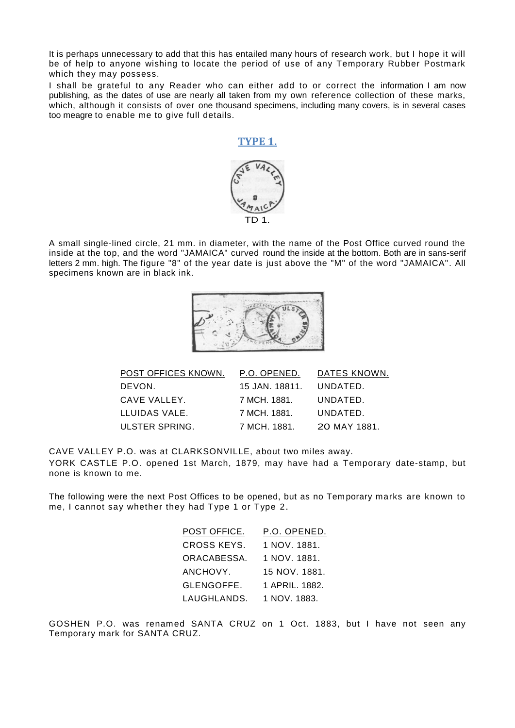It is perhaps unnecessary to add that this has entailed many hours of research work, but I hope it will be of help to anyone wishing to locate the period of use of any Temporary Rubber Postmark which they may possess.

I shall be grateful to any Reader who can either add to or correct the information I am now publishing, as the dates of use are nearly all taken from my own reference collection of these marks, which, although it consists of over one thousand specimens, including many covers, is in several cases too meagre to enable me to give full details.

## TYPE 1.

TD 1.

A small single-lined circle, 21 mm. in diameter, with the name of the Post Office curved round the inside at the top, and the word "JAMAICA" curved round the inside at the bottom. Both are in sans-serif letters 2 mm. high. The figure "8" of the year date is just above the "M" of the word "JAMAICA". All specimens known are in black ink.

| POST OFFICES KNOWN. | P.O. OPENED. | DATES KNOWN. |
|---|---|---|
| DEVON. | 15 JAN. 18811. | UNDATED. |
| CAVE VALLEY. | 7 MCH. 1881. | UNDATED. |
| LLUIDAS VALE. | 7 MCH. 1881. | UNDATED. |
| ULSTER SPRING. | 7 MCH. 1881. | 20 MAY 1881. |

CAVE VALLEY P.O. was at CLARKSONVILLE, about two miles away.

YORK CASTLE P.O. opened 1st March, 1879, may have had a Temporary date-stamp, but none is known to me.

The following were the next Post Offices to be opened, but as no Temporary marks are known to me, I cannot say whether they had Type 1 or Type 2.

| POST OFFICE. | P.O. OPENED. |
|---|---|
| CROSS KEYS. | 1 NOV. 1881. |
| ORACABESSA. | 1 NOV. 1881. |
| ANCHOVY. | 15 NOV. 1881. |
| GLENGOFFE. | 1 APRIL. 1882. |
| LAUGHLANDS. | 1 NOV. 1883. |

GOSHEN P.O. was renamed SANTA CRUZ on 1 Oct. 1883, but I have not seen any Temporary mark for SANTA CRUZ.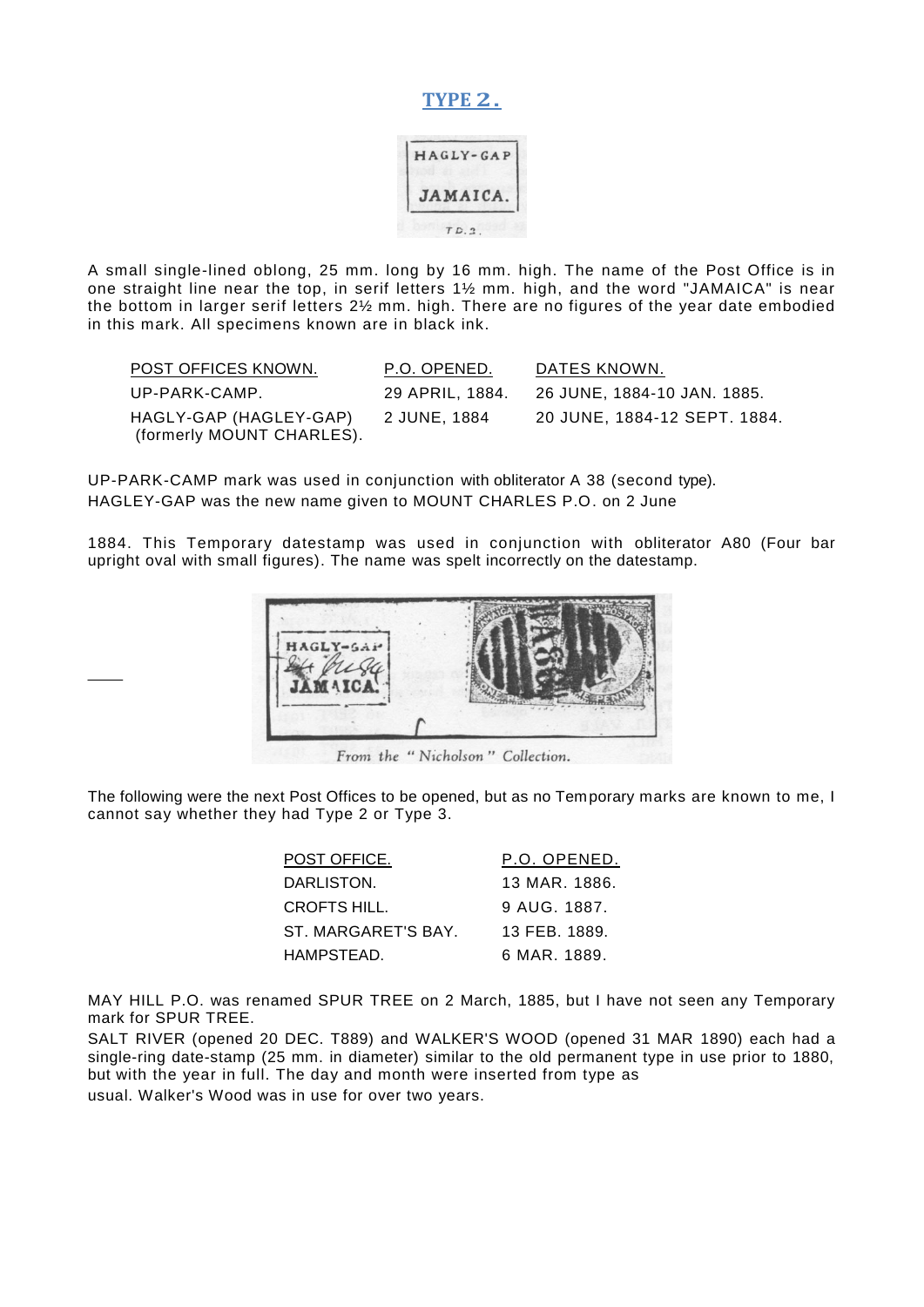## TYPE 2.

A small single-lined oblong, 25 mm. long by 16 mm. high. The name of the Post Office is in one straight line near the top, in serif letters 1½ mm. high, and the word "JAMAICA" is near the bottom in larger serif letters 2½ mm. high. There are no figures of the year date embodied in this mark. All specimens known are in black ink.

| POST OFFICES KNOWN. | P.O. OPENED. | DATES KNOWN. |
|---|---|---|
| UP-PARK-CAMP. | 29 APRIL, 1884. | 26 JUNE, 1884-10 JAN. 1885. |
| HAGLY-GAP (HAGLEY-GAP) (formerly MOUNT CHARLES). | 2 JUNE, 1884 | 20 JUNE, 1884-12 SEPT. 1884. |

UP-PARK-CAMP mark was used in conjunction with obliterator A 38 (second type).
HAGLEY-GAP was the new name given to MOUNT CHARLES P.O. on 2 June

1884. This Temporary datestamp was used in conjunction with obliterator A80 (Four bar upright oval with small figures). The name was spelt incorrectly on the datestamp.

From the "Nicholson" Collection.

The following were the next Post Offices to be opened, but as no Temporary marks are known to me, I cannot say whether they had Type 2 or Type 3.

| POST OFFICE. | P.O. OPENED. |
|---|---|
| DARLISTON. | 13 MAR. 1886. |
| CROFTS HILL. | 9 AUG. 1887. |
| ST. MARGARET'S BAY. | 13 FEB. 1889. |
| HAMPSTEAD. | 6 MAR. 1889. |

MAY HILL P.O. was renamed SPUR TREE on 2 March, 1885, but I have not seen any Temporary mark for SPUR TREE.
SALT RIVER (opened 20 DEC. T889) and WALKER'S WOOD (opened 31 MAR 1890) each had a single-ring date-stamp (25 mm. in diameter) similar to the old permanent type in use prior to 1880, but with the year in full. The day and month were inserted from type as usual. Walker's Wood was in use for over two years.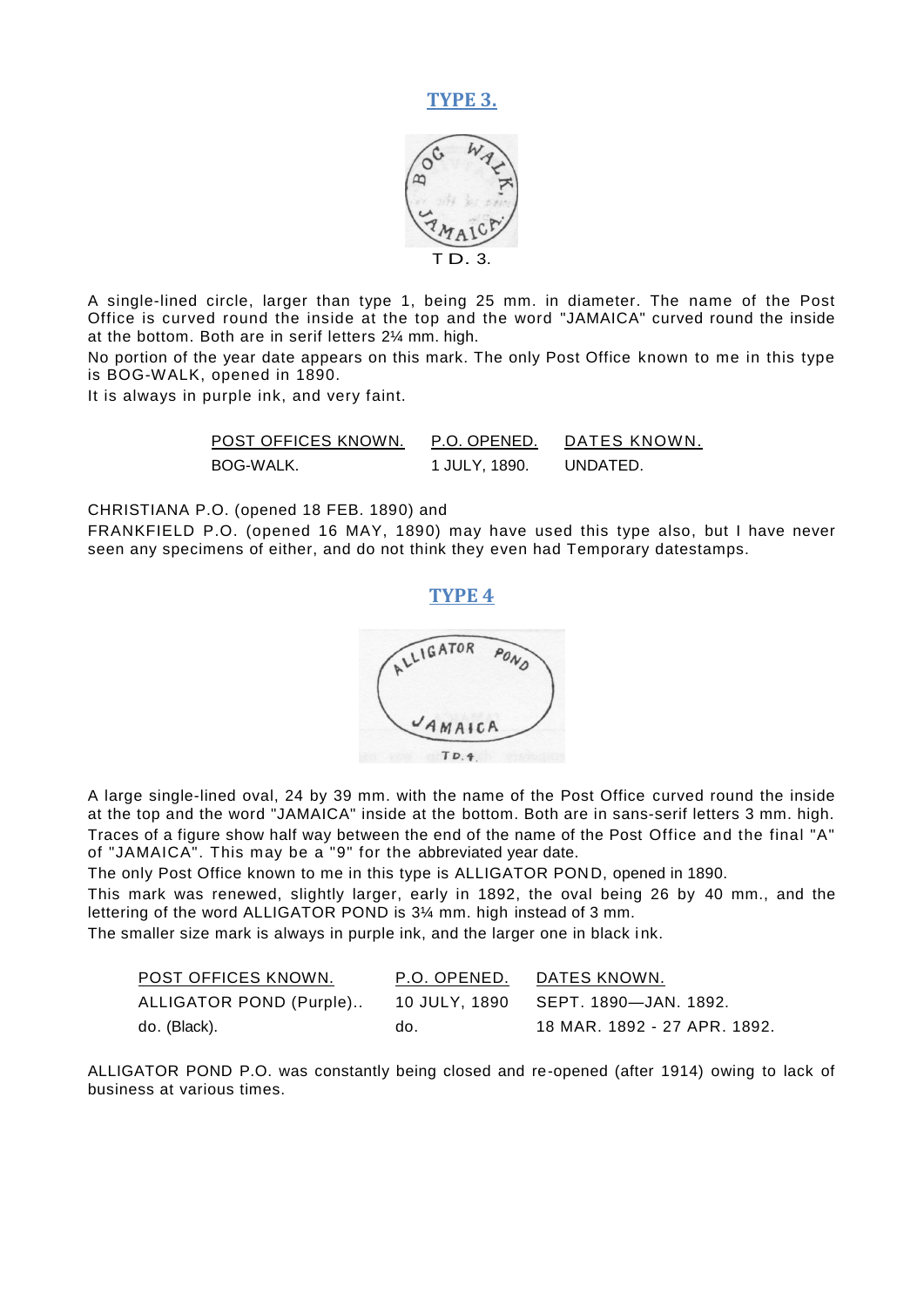## TYPE 3.

T D. 3.

A single-lined circle, larger than type 1, being 25 mm. in diameter. The name of the Post Office is curved round the inside at the top and the word "JAMAICA" curved round the inside at the bottom. Both are in serif letters 2¼ mm. high.

No portion of the year date appears on this mark. The only Post Office known to me in this type is BOG-WALK, opened in 1890.

It is always in purple ink, and very faint.

| POST OFFICES KNOWN. | P.O. OPENED. | DATES KNOWN. |
|---|---|---|
| BOG-WALK. | 1 JULY, 1890. | UNDATED. |

CHRISTIANA P.O. (opened 18 FEB. 1890) and

FRANKFIELD P.O. (opened 16 MAY, 1890) may have used this type also, but I have never seen any specimens of either, and do not think they even had Temporary datestamps.

## TYPE 4

T D. 4.

A large single-lined oval, 24 by 39 mm. with the name of the Post Office curved round the inside at the top and the word "JAMAICA" inside at the bottom. Both are in sans-serif letters 3 mm. high. Traces of a figure show half way between the end of the name of the Post Office and the final "A" of "JAMAICA". This may be a "9" for the abbreviated year date.

The only Post Office known to me in this type is ALLIGATOR POND, opened in 1890.

This mark was renewed, slightly larger, early in 1892, the oval being 26 by 40 mm., and the lettering of the word ALLIGATOR POND is 3¼ mm. high instead of 3 mm.

The smaller size mark is always in purple ink, and the larger one in black ink.

| POST OFFICES KNOWN. | P.O. OPENED. | DATES KNOWN. |
|---|---|---|
| ALLIGATOR POND (Purple).. | 10 JULY, 1890 | SEPT. 1890—JAN. 1892. |
| do. (Black). | do. | 18 MAR. 1892 - 27 APR. 1892. |

ALLIGATOR POND P.O. was constantly being closed and re-opened (after 1914) owing to lack of business at various times.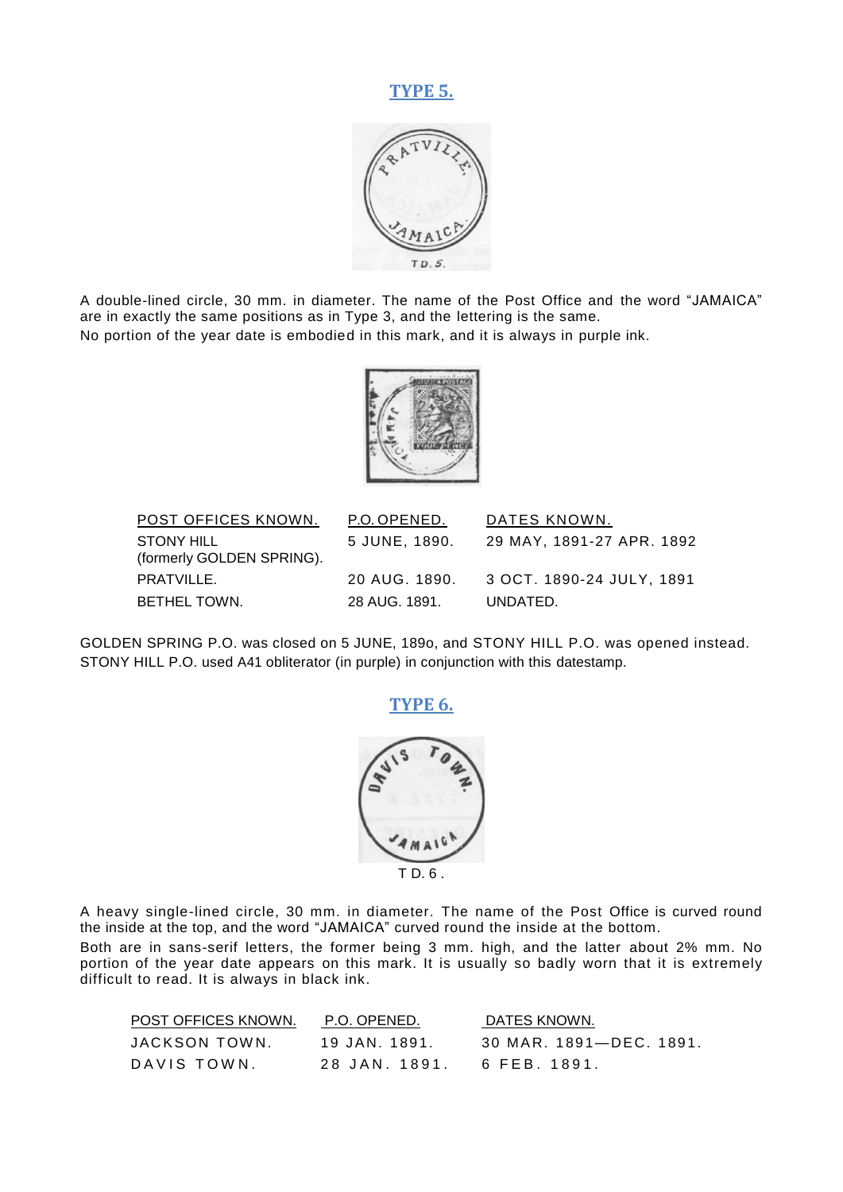## TYPE 5.

TD. 5.

A double-lined circle, 30 mm. in diameter. The name of the Post Office and the word "JAMAICA" are in exactly the same positions as in Type 3, and the lettering is the same.

No portion of the year date is embodied in this mark, and it is always in purple ink.

| POST OFFICES KNOWN. | P.O. OPENED. | DATES KNOWN. |
|---|---|---|
| STONY HILL (formerly GOLDEN SPRING). | 5 JUNE, 1890. | 29 MAY, 1891-27 APR. 1892 |
| PRATVILLE. | 20 AUG. 1890. | 3 OCT. 1890-24 JULY, 1891 |
| BETHEL TOWN. | 28 AUG. 1891. | UNDATED. |

GOLDEN SPRING P.O. was closed on 5 JUNE, 189o, and STONY HILL P.O. was opened instead. STONY HILL P.O. used A41 obliterator (in purple) in conjunction with this datestamp.

## TYPE 6.

T D. 6 .

A heavy single-lined circle, 30 mm. in diameter. The name of the Post Office is curved round the inside at the top, and the word "JAMAICA" curved round the inside at the bottom.

Both are in sans-serif letters, the former being 3 mm. high, and the latter about 2¾ mm. No portion of the year date appears on this mark. It is usually so badly worn that it is extremely difficult to read. It is always in black ink.

| POST OFFICES KNOWN. | P.O. OPENED. | DATES KNOWN. |
|---|---|---|
| JACKSON TOWN. | 19 JAN. 1891. | 30 MAR. 1891—DEC. 1891. |
| DAVIS TOWN. | 28 JAN. 1891. | 6 FEB. 1891. |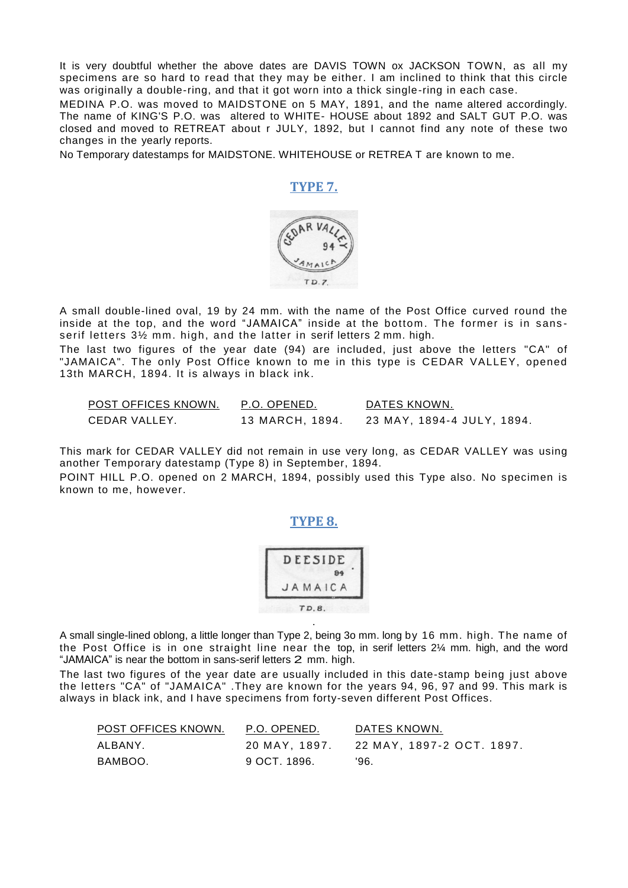It is very doubtful whether the above dates are DAVIS TOWN ox JACKSON TOWN, as all my specimens are so hard to read that they may be either. I am inclined to think that this circle was originally a double-ring, and that it got worn into a thick single-ring in each case.

MEDINA P.O. was moved to MAIDSTONE on 5 MAY, 1891, and the name altered accordingly. The name of KING'S P.O. was altered to WHITE- HOUSE about 1892 and SALT GUT P.O. was closed and moved to RETREAT about r JULY, 1892, but I cannot find any note of these two changes in the yearly reports.

No Temporary datestamps for MAIDSTONE. WHITEHOUSE or RETREA T are known to me.

## TYPE 7.

TD.7.

A small double-lined oval, 19 by 24 mm. with the name of the Post Office curved round the inside at the top, and the word "JAMAICA" inside at the bottom. The former is in sans-serif letters 3½ mm. high, and the latter in serif letters 2 mm. high.

The last two figures of the year date (94) are included, just above the letters "CA" of "JAMAICA". The only Post Office known to me in this type is CEDAR VALLEY, opened 13th MARCH, 1894. It is always in black ink.

| POST OFFICES KNOWN. | P.O. OPENED. | DATES KNOWN. |
|---|---|---|
| CEDAR VALLEY. | 13 MARCH, 1894. | 23 MAY, 1894-4 JULY, 1894. |

This mark for CEDAR VALLEY did not remain in use very long, as CEDAR VALLEY was using another Temporary datestamp (Type 8) in September, 1894.

POINT HILL P.O. opened on 2 MARCH, 1894, possibly used this Type also. No specimen is known to me, however.

## TYPE 8.

TD.8.

A small single-lined oblong, a little longer than Type 2, being 3o mm. long by 16 mm. high. The name of the Post Office is in one straight line near the top, in serif letters 2¼ mm. high, and the word "JAMAICA" is near the bottom in sans-serif letters 2 mm. high.

The last two figures of the year date are usually included in this date-stamp being just above the letters "CA" of "JAMAICA" .They are known for the years 94, 96, 97 and 99. This mark is always in black ink, and I have specimens from forty-seven different Post Offices.

| POST OFFICES KNOWN. | P.O. OPENED. | DATES KNOWN. |
|---|---|---|
| ALBANY. | 20 MAY, 1897. | 22 MAY, 1897-2 OCT. 1897. |
| BAMBOO. | 9 OCT. 1896. | '96. |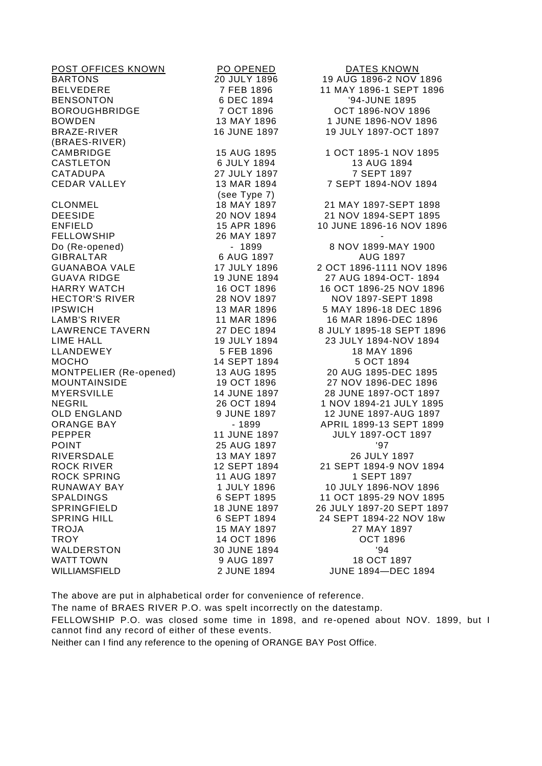| POST OFFICES KNOWN | PO OPENED | DATES KNOWN |
|---|---|---|
| BARTONS | 20 JULY 1896 | 19 AUG 1896-2 NOV 1896 |
| BELVEDERE | 7 FEB 1896 | 11 MAY 1896-1 SEPT 1896 |
| BENSONTON | 6 DEC 1894 | '94-JUNE 1895 |
| BOROUGHBRIDGE | 7 OCT 1896 | OCT 1896-NOV 1896 |
| BOWDEN | 13 MAY 1896 | 1 JUNE 1896-NOV 1896 |
| BRAZE-RIVER (BRAES-RIVER) | 16 JUNE 1897 | 19 JULY 1897-OCT 1897 |
| CAMBRIDGE | 15 AUG 1895 | 1 OCT 1895-1 NOV 1895 |
| CASTLETON | 6 JULY 1894 | 13 AUG 1894 |
| CATADUPA | 27 JULY 1897 | 7 SEPT 1897 |
| CEDAR VALLEY | 13 MAR 1894 (see Type 7) | 7 SEPT 1894-NOV 1894 |
| CLONMEL | 18 MAY 1897 | 21 MAY 1897-SEPT 1898 |
| DEESIDE | 20 NOV 1894 | 21 NOV 1894-SEPT 1895 |
| ENFIELD | 15 APR 1896 | 10 JUNE 1896-16 NOV 1896 |
| FELLOWSHIP | 26 MAY 1897 | - |
| Do (Re-opened) | - 1899 | 8 NOV 1899-MAY 1900 |
| GIBRALTAR | 6 AUG 1897 | AUG 1897 |
| GUANABOA VALE | 17 JULY 1896 | 2 OCT 1896-1111 NOV 1896 |
| GUAVA RIDGE | 19 JUNE 1894 | 27 AUG 1894-OCT- 1894 |
| HARRY WATCH | 16 OCT 1896 | 16 OCT 1896-25 NOV 1896 |
| HECTOR'S RIVER | 28 NOV 1897 | NOV 1897-SEPT 1898 |
| IPSWICH | 13 MAR 1896 | 5 MAY 1896-18 DEC 1896 |
| LAMB'S RIVER | 11 MAR 1896 | 16 MAR 1896-DEC 1896 |
| LAWRENCE TAVERN | 27 DEC 1894 | 8 JULY 1895-18 SEPT 1896 |
| LIME HALL | 19 JULY 1894 | 23 JULY 1894-NOV 1894 |
| LLANDEWEY | 5 FEB 1896 | 18 MAY 1896 |
| MOCHO | 14 SEPT 1894 | 5 OCT 1894 |
| MONTPELIER (Re-opened) | 13 AUG 1895 | 20 AUG 1895-DEC 1895 |
| MOUNTAINSIDE | 19 OCT 1896 | 27 NOV 1896-DEC 1896 |
| MYERSVILLE | 14 JUNE 1897 | 28 JUNE 1897-OCT 1897 |
| NEGRIL | 26 OCT 1894 | 1 NOV 1894-21 JULY 1895 |
| OLD ENGLAND | 9 JUNE 1897 | 12 JUNE 1897-AUG 1897 |
| ORANGE BAY | - 1899 | APRIL 1899-13 SEPT 1899 |
| PEPPER | 11 JUNE 1897 | JULY 1897-OCT 1897 |
| POINT | 25 AUG 1897 | '97 |
| RIVERSDALE | 13 MAY 1897 | 26 JULY 1897 |
| ROCK RIVER | 12 SEPT 1894 | 21 SEPT 1894-9 NOV 1894 |
| ROCK SPRING | 11 AUG 1897 | 1 SEPT 1897 |
| RUNAWAY BAY | 1 JULY 1896 | 10 JULY 1896-NOV 1896 |
| SPALDINGS | 6 SEPT 1895 | 11 OCT 1895-29 NOV 1895 |
| SPRINGFIELD | 18 JUNE 1897 | 26 JULY 1897-20 SEPT 1897 |
| SPRING HILL | 6 SEPT 1894 | 24 SEPT 1894-22 NOV 18w |
| TROJA | 15 MAY 1897 | 27 MAY 1897 |
| TROY | 14 OCT 1896 | OCT 1896 |
| WALDERSTON | 30 JUNE 1894 | '94 |
| WATT TOWN | 9 AUG 1897 | 18 OCT 1897 |
| WILLIAMSFIELD | 2 JUNE 1894 | JUNE 1894—DEC 1894 |

The above are put in alphabetical order for convenience of reference.

The name of BRAES RIVER P.O. was spelt incorrectly on the datestamp.

FELLOWSHIP P.O. was closed some time in 1898, and re-opened about NOV. 1899, but I cannot find any record of either of these events.

Neither can I find any reference to the opening of ORANGE BAY Post Office.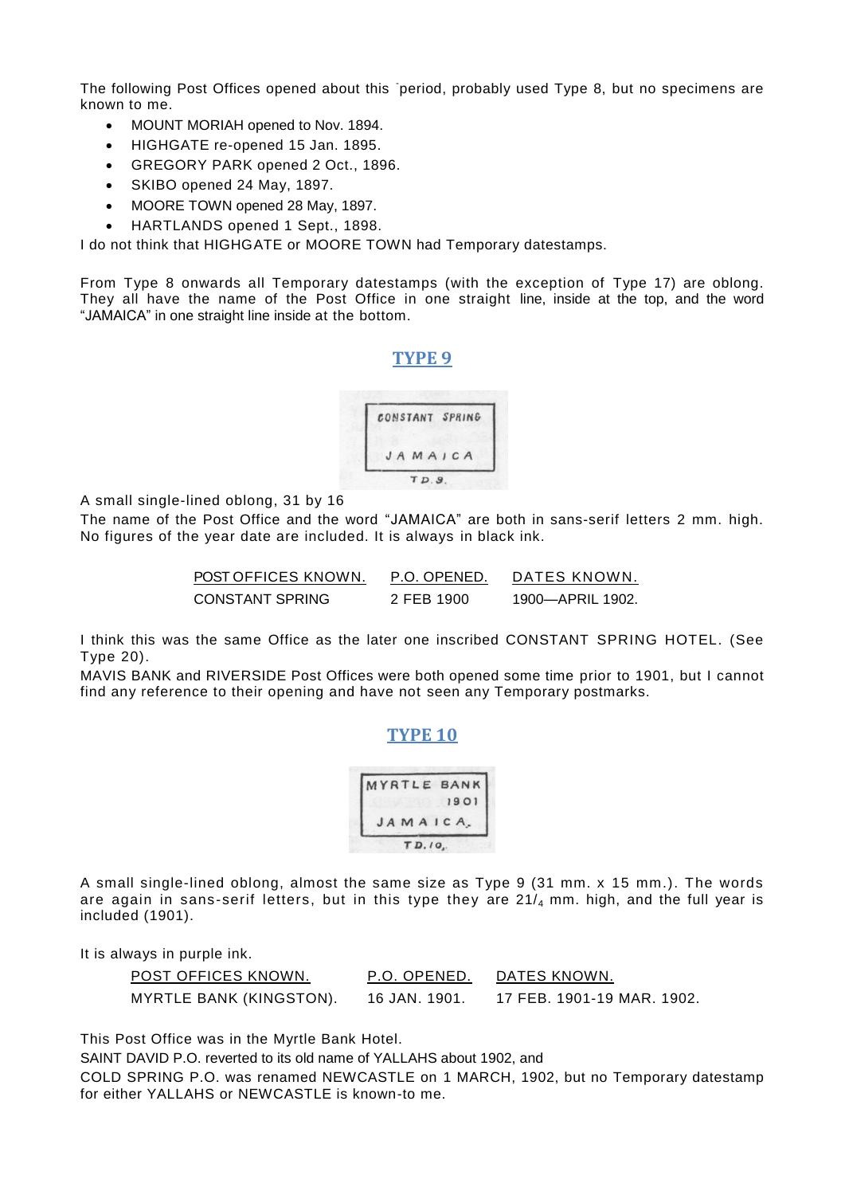The following Post Offices opened about this period, probably used Type 8, but no specimens are known to me.

- MOUNT MORIAH opened to Nov. 1894.
- HIGHGATE re-opened 15 Jan. 1895.
- GREGORY PARK opened 2 Oct., 1896.
- SKIBO opened 24 May, 1897.
- MOORE TOWN opened 28 May, 1897.
- HARTLANDS opened 1 Sept., 1898.

I do not think that HIGHGATE or MOORE TOWN had Temporary datestamps.

From Type 8 onwards all Temporary datestamps (with the exception of Type 17) are oblong. They all have the name of the Post Office in one straight line, inside at the top, and the word "JAMAICA" in one straight line inside at the bottom.

## TYPE 9

CONSTANT SPRING
JAMAICA
T.D.9.

A small single-lined oblong, 31 by 16

The name of the Post Office and the word "JAMAICA" are both in sans-serif letters 2 mm. high. No figures of the year date are included. It is always in black ink.

| POST OFFICES KNOWN. | P.O. OPENED. | DATES KNOWN. |
|---|---|---|
| CONSTANT SPRING | 2 FEB 1900 | 1900—APRIL 1902. |

I think this was the same Office as the later one inscribed CONSTANT SPRING HOTEL. (See Type 20).

MAVIS BANK and RIVERSIDE Post Offices were both opened some time prior to 1901, but I cannot find any reference to their opening and have not seen any Temporary postmarks.

## TYPE 10

MYRTLE BANK
1901
JAMAICA.
T.D.10.

A small single-lined oblong, almost the same size as Type 9 (31 mm. x 15 mm.). The words are again in sans-serif letters, but in this type they are $2\frac{1}{4}$ mm. high, and the full year is included (1901).

It is always in purple ink.

| POST OFFICES KNOWN. | P.O. OPENED. | DATES KNOWN. |
|---|---|---|
| MYRTLE BANK (KINGSTON). | 16 JAN. 1901. | 17 FEB. 1901-19 MAR. 1902. |

This Post Office was in the Myrtle Bank Hotel.

SAINT DAVID P.O. reverted to its old name of YALLAHS about 1902, and

COLD SPRING P.O. was renamed NEWCASTLE on 1 MARCH, 1902, but no Temporary datestamp for either YALLAHS or NEWCASTLE is known-to me.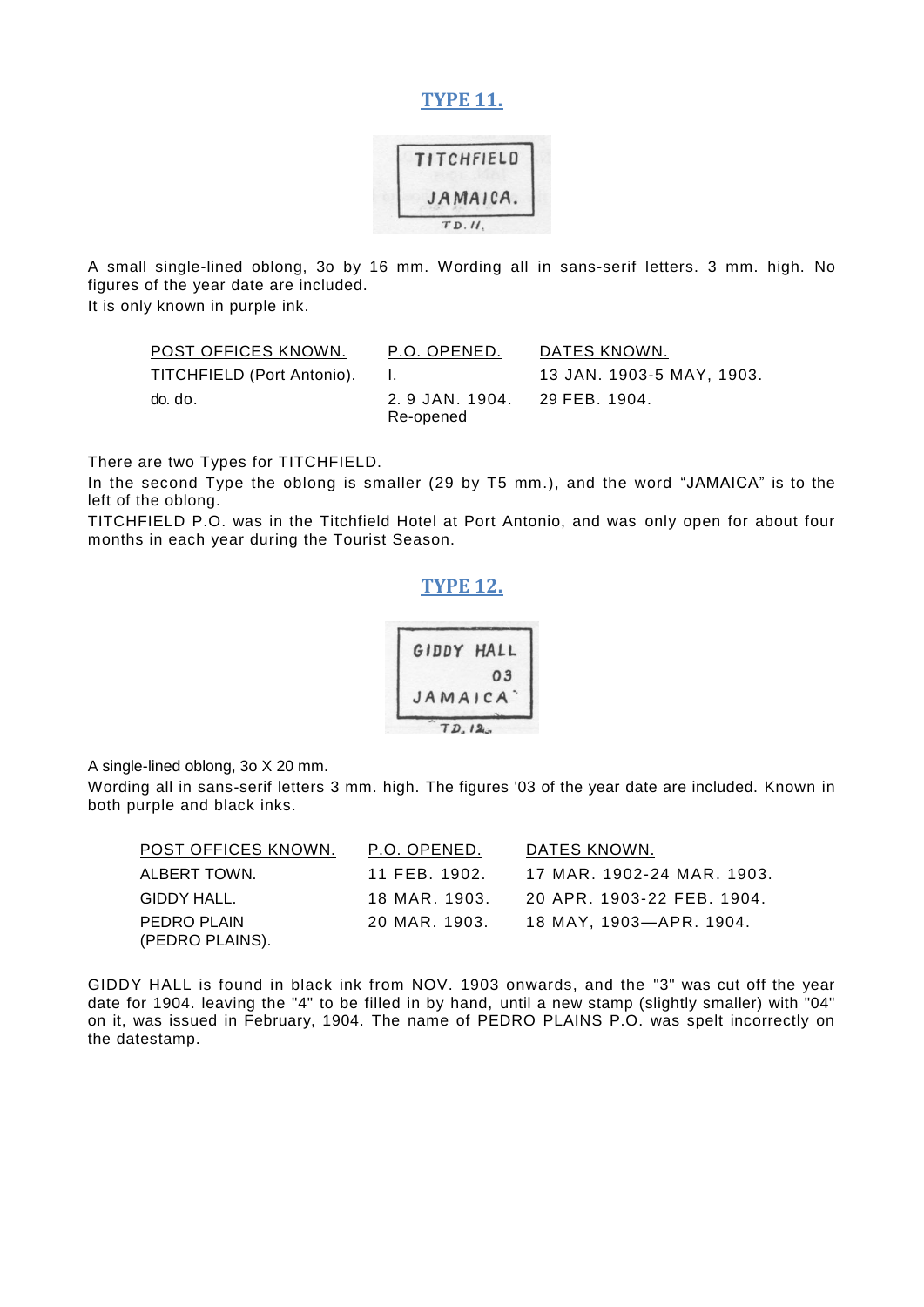## TYPE 11.

A small single-lined oblong, 3o by 16 mm. Wording all in sans-serif letters. 3 mm. high. No figures of the year date are included.
It is only known in purple ink.

| POST OFFICES KNOWN. | P.O. OPENED. | DATES KNOWN. |
|---|---|---|
| TITCHFIELD (Port Antonio). | I. | 13 JAN. 1903-5 MAY, 1903. |
| do. do. | 2. 9 JAN. 1904. Re-opened | 29 FEB. 1904. |

There are two Types for TITCHFIELD.
In the second Type the oblong is smaller (29 by T5 mm.), and the word "JAMAICA" is to the left of the oblong.
TITCHFIELD P.O. was in the Titchfield Hotel at Port Antonio, and was only open for about four months in each year during the Tourist Season.

## TYPE 12.

A single-lined oblong, 3o X 20 mm.
Wording all in sans-serif letters 3 mm. high. The figures '03 of the year date are included. Known in both purple and black inks.

| POST OFFICES KNOWN. | P.O. OPENED. | DATES KNOWN. |
|---|---|---|
| ALBERT TOWN. | 11 FEB. 1902. | 17 MAR. 1902-24 MAR. 1903. |
| GIDDY HALL. | 18 MAR. 1903. | 20 APR. 1903-22 FEB. 1904. |
| PEDRO PLAIN (PEDRO PLAINS). | 20 MAR. 1903. | 18 MAY, 1903—APR. 1904. |

GIDDY HALL is found in black ink from NOV. 1903 onwards, and the "3" was cut off the year date for 1904. leaving the "4" to be filled in by hand, until a new stamp (slightly smaller) with "04" on it, was issued in February, 1904. The name of PEDRO PLAINS P.O. was spelt incorrectly on the datestamp.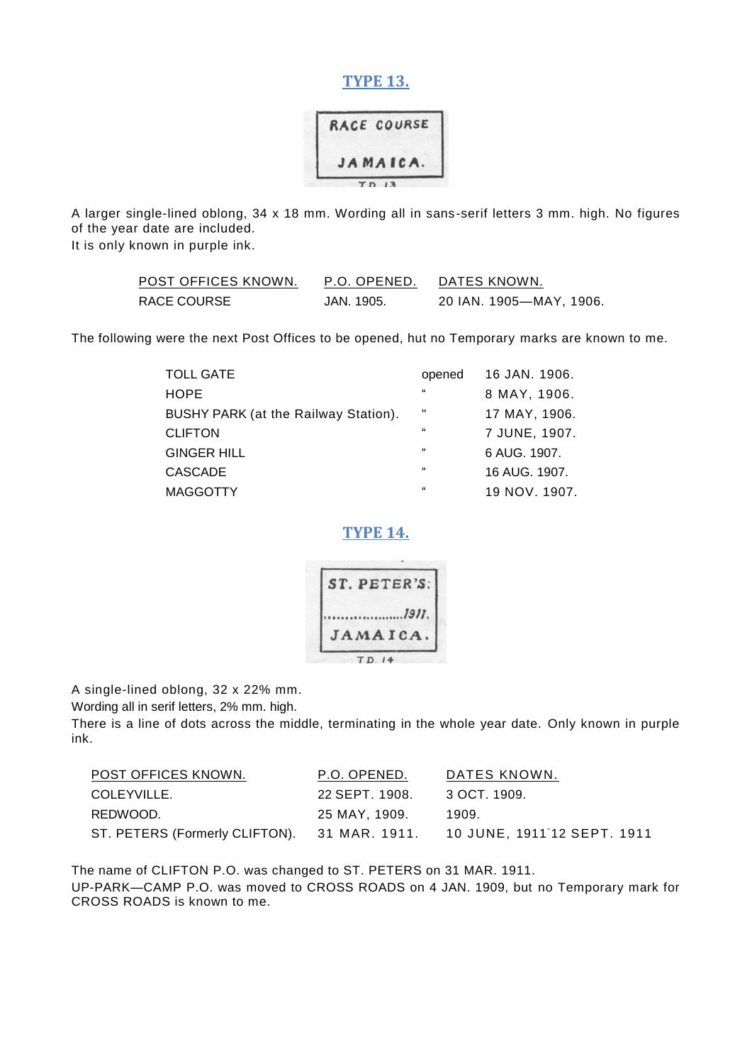## TYPE 13.

A larger single-lined oblong, 34 x 18 mm. Wording all in sans-serif letters 3 mm. high. No figures of the year date are included.
It is only known in purple ink.

| POST OFFICES KNOWN. | P.O. OPENED. | DATES KNOWN. |
|---|---|---|
| RACE COURSE | JAN. 1905. | 20 IAN. 1905—MAY, 1906. |

The following were the next Post Offices to be opened, hut no Temporary marks are known to me.

| | | |
|---|---|---|
| TOLL GATE | opened | 16 JAN. 1906. |
| HOPE | " | 8 MAY, 1906. |
| BUSHY PARK (at the Railway Station). | " | 17 MAY, 1906. |
| CLIFTON | " | 7 JUNE, 1907. |
| GINGER HILL | " | 6 AUG. 1907. |
| CASCADE | " | 16 AUG. 1907. |
| MAGGOTTY | " | 19 NOV. 1907. |

## TYPE 14.

A single-lined oblong, 32 x 22% mm.
Wording all in serif letters, 2% mm. high.
There is a line of dots across the middle, terminating in the whole year date. Only known in purple ink.

| POST OFFICES KNOWN. | P.O. OPENED. | DATES KNOWN. |
|---|---|---|
| COLEYVILLE. | 22 SEPT. 1908. | 3 OCT. 1909. |
| REDWOOD. | 25 MAY, 1909. | 1909. |
| ST. PETERS (Formerly CLIFTON). | 31 MAR. 1911. | 10 JUNE, 1911-12 SEPT. 1911 |

The name of CLIFTON P.O. was changed to ST. PETERS on 31 MAR. 1911.
UP-PARK—CAMP P.O. was moved to CROSS ROADS on 4 JAN. 1909, but no Temporary mark for CROSS ROADS is known to me.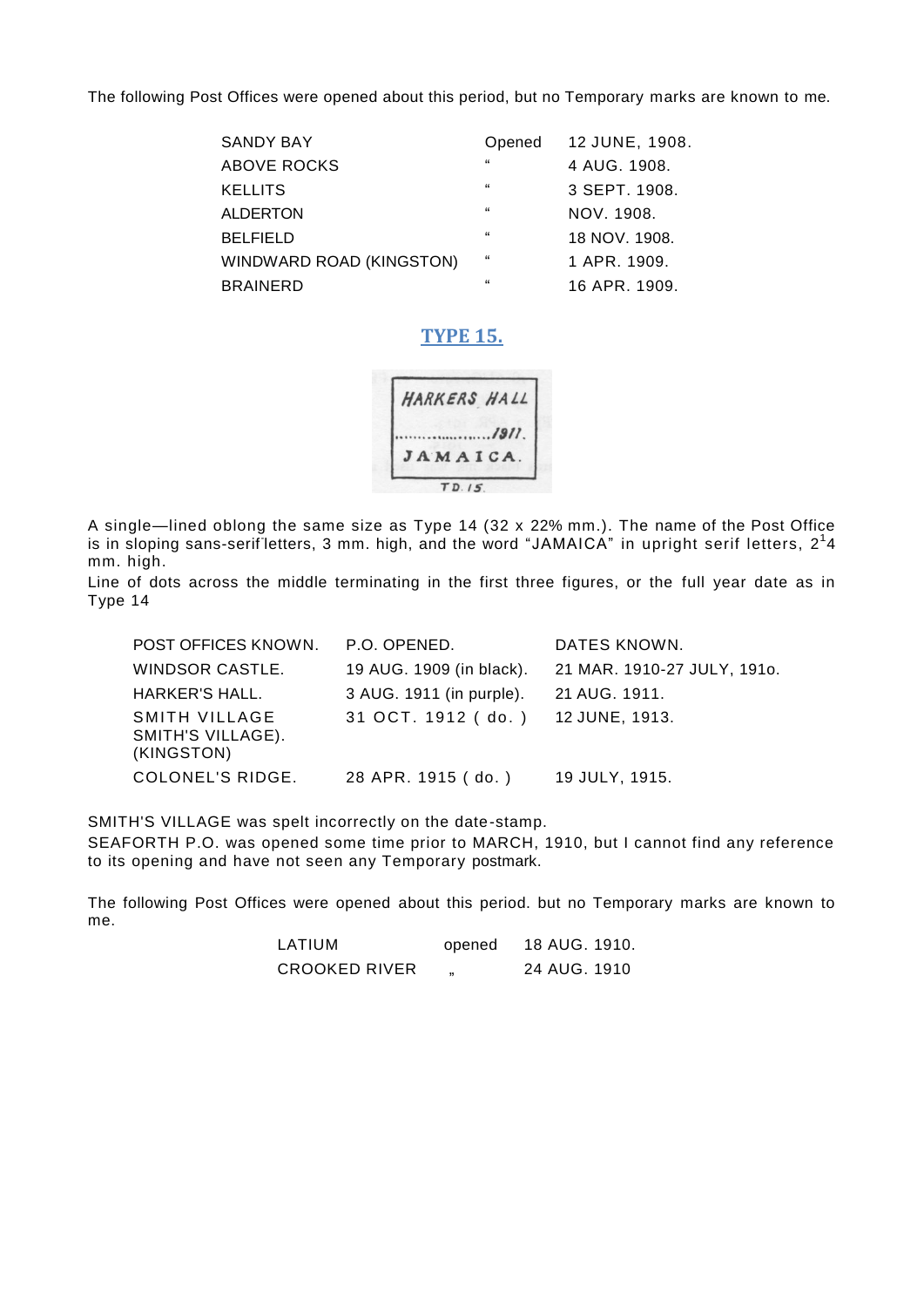The following Post Offices were opened about this period, but no Temporary marks are known to me.

| | | |
|---|---|---|
| SANDY BAY | Opened | 12 JUNE, 1908. |
| ABOVE ROCKS | " | 4 AUG. 1908. |
| KELLITS | " | 3 SEPT. 1908. |
| ALDERTON | " | NOV. 1908. |
| BELFIELD | " | 18 NOV. 1908. |
| WINDWARD ROAD (KINGSTON) | " | 1 APR. 1909. |
| BRAINERD | " | 16 APR. 1909. |

## TYPE 15.

A single—lined oblong the same size as Type 14 (32 x 22% mm.). The name of the Post Office is in sloping sans-serif letters, 3 mm. high, and the word "JAMAICA" in upright serif letters, 2[1]4 mm. high.

Line of dots across the middle terminating in the first three figures, or the full year date as in Type 14

| POST OFFICES KNOWN. | P.O. OPENED. | DATES KNOWN. |
|---|---|---|
| WINDSOR CASTLE. | 19 AUG. 1909 (in black). | 21 MAR. 1910-27 JULY, 191o. |
| HARKER'S HALL. | 3 AUG. 1911 (in purple). | 21 AUG. 1911. |
| SMITH VILLAGE SMITH'S VILLAGE). (KINGSTON) | 31 OCT. 1912 ( do. ) | 12 JUNE, 1913. |
| COLONEL'S RIDGE. | 28 APR. 1915 ( do. ) | 19 JULY, 1915. |

SMITH'S VILLAGE was spelt incorrectly on the date-stamp.

SEAFORTH P.O. was opened some time prior to MARCH, 1910, but I cannot find any reference to its opening and have not seen any Temporary postmark.

The following Post Offices were opened about this period. but no Temporary marks are known to me.

| | | |
|---|---|---|
| LATIUM | opened | 18 AUG. 1910. |
| CROOKED RIVER | „ | 24 AUG. 1910 |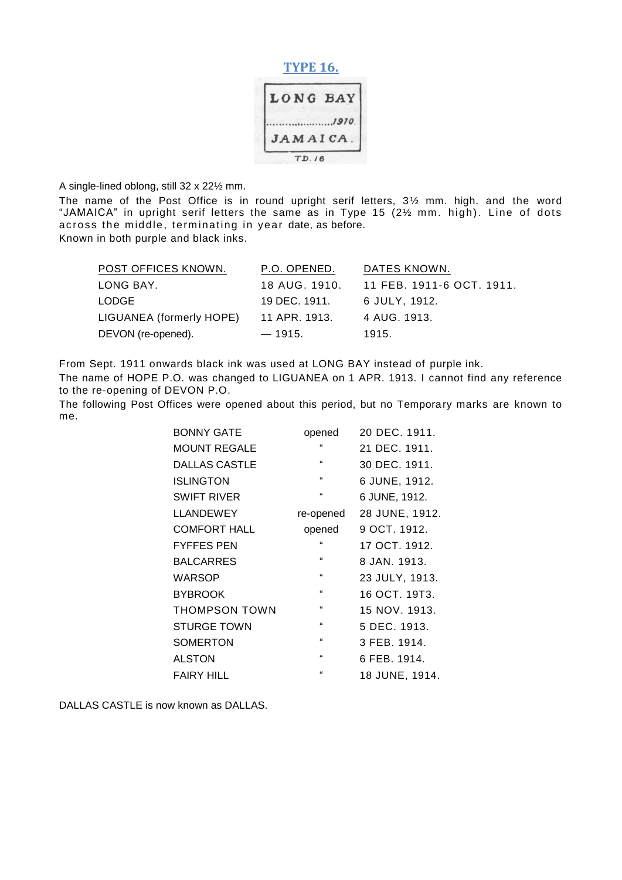## TYPE 16.

A single-lined oblong, still 32 x 22½ mm.

The name of the Post Office is in round upright serif letters, 3½ mm. high. and the word "JAMAICA" in upright serif letters the same as in Type 15 (2½ mm. high). Line of dots across the middle, terminating in year date, as before.

Known in both purple and black inks.

| POST OFFICES KNOWN. | P.O. OPENED. | DATES KNOWN. |
| --- | --- | --- |
| LONG BAY. | 18 AUG. 1910. | 11 FEB. 1911-6 OCT. 1911. |
| LODGE | 19 DEC. 1911. | 6 JULY, 1912. |
| LIGUANEA (formerly HOPE) | 11 APR. 1913. | 4 AUG. 1913. |
| DEVON (re-opened). | — 1915. | 1915. |

From Sept. 1911 onwards black ink was used at LONG BAY instead of purple ink.

The name of HOPE P.O. was changed to LIGUANEA on 1 APR. 1913. I cannot find any reference to the re-opening of DEVON P.O.

The following Post Offices were opened about this period, but no Temporary marks are known to me.

| | | |
| --- | --- | --- |
| BONNY GATE | opened | 20 DEC. 1911. |
| MOUNT REGALE | " | 21 DEC. 1911. |
| DALLAS CASTLE | " | 30 DEC. 1911. |
| ISLINGTON | " | 6 JUNE, 1912. |
| SWIFT RIVER | " | 6 JUNE, 1912. |
| LLANDEWEY | re-opened | 28 JUNE, 1912. |
| COMFORT HALL | opened | 9 OCT. 1912. |
| FYFFES PEN | " | 17 OCT. 1912. |
| BALCARRES | " | 8 JAN. 1913. |
| WARSOP | " | 23 JULY, 1913. |
| BYBROOK | " | 16 OCT. 19T3. |
| THOMPSON TOWN | " | 15 NOV. 1913. |
| STURGE TOWN | " | 5 DEC. 1913. |
| SOMERTON | " | 3 FEB. 1914. |
| ALSTON | " | 6 FEB. 1914. |
| FAIRY HILL | " | 18 JUNE, 1914. |

DALLAS CASTLE is now known as DALLAS.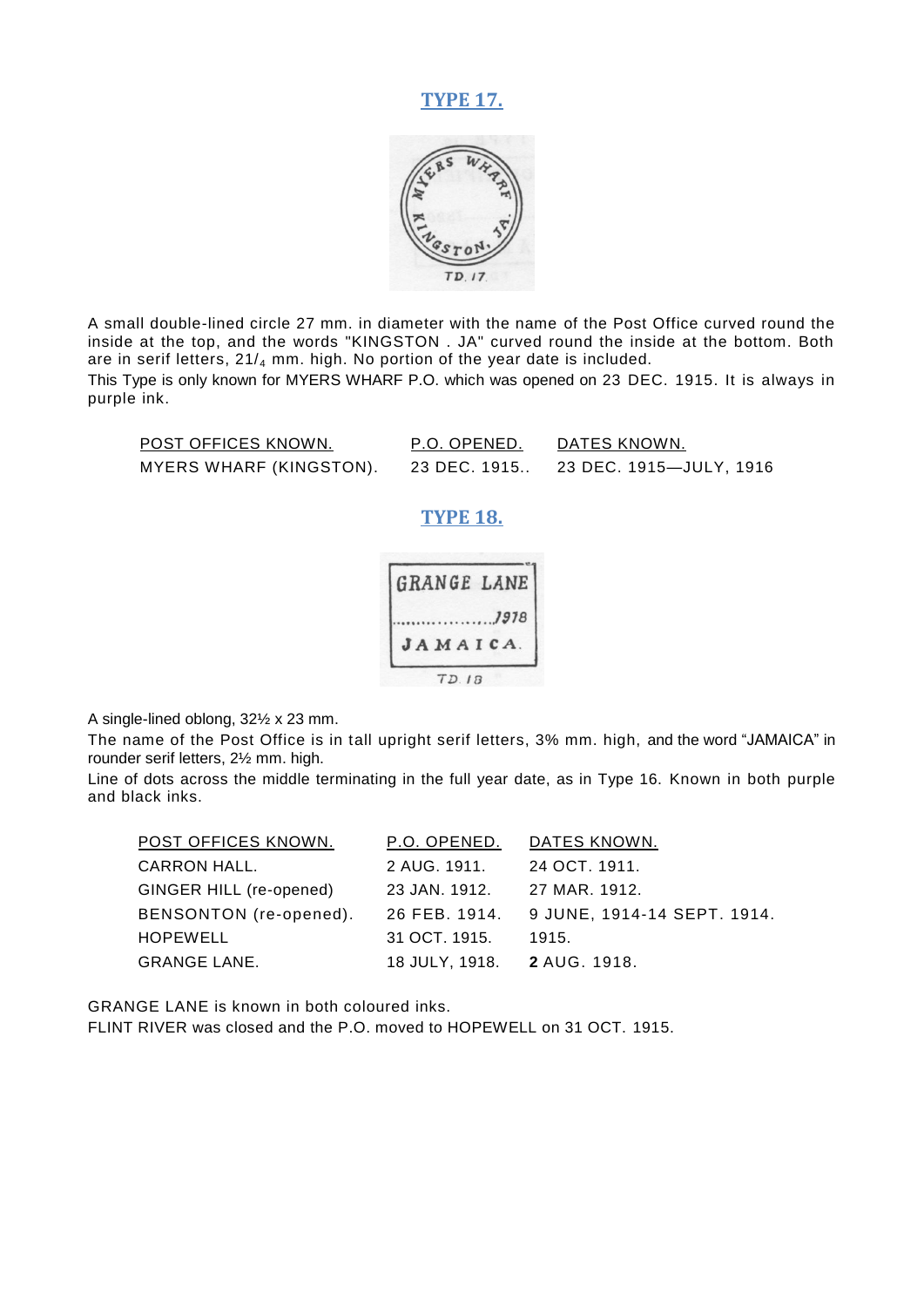## TYPE 17.

A small double-lined circle 27 mm. in diameter with the name of the Post Office curved round the inside at the top, and the words "KINGSTON . JA" curved round the inside at the bottom. Both are in serif letters, $21/_4$ mm. high. No portion of the year date is included.

This Type is only known for MYERS WHARF P.O. which was opened on 23 DEC. 1915. It is always in purple ink.

| POST OFFICES KNOWN. | P.O. OPENED. | DATES KNOWN. |
|---|---|---|
| MYERS WHARF (KINGSTON). | 23 DEC. 1915.. | 23 DEC. 1915—JULY, 1916 |

## TYPE 18.

A single-lined oblong, 32½ x 23 mm.

The name of the Post Office is in tall upright serif letters, 3% mm. high, and the word "JAMAICA" in rounder serif letters, 2½ mm. high.

Line of dots across the middle terminating in the full year date, as in Type 16. Known in both purple and black inks.

| POST OFFICES KNOWN. | P.O. OPENED. | DATES KNOWN. |
|---|---|---|
| CARRON HALL. | 2 AUG. 1911. | 24 OCT. 1911. |
| GINGER HILL (re-opened) | 23 JAN. 1912. | 27 MAR. 1912. |
| BENSONTON (re-opened). | 26 FEB. 1914. | 9 JUNE, 1914-14 SEPT. 1914. |
| HOPEWELL | 31 OCT. 1915. | 1915. |
| GRANGE LANE. | 18 JULY, 1918. | **2** AUG. 1918. |

GRANGE LANE is known in both coloured inks.

FLINT RIVER was closed and the P.O. moved to HOPEWELL on 31 OCT. 1915.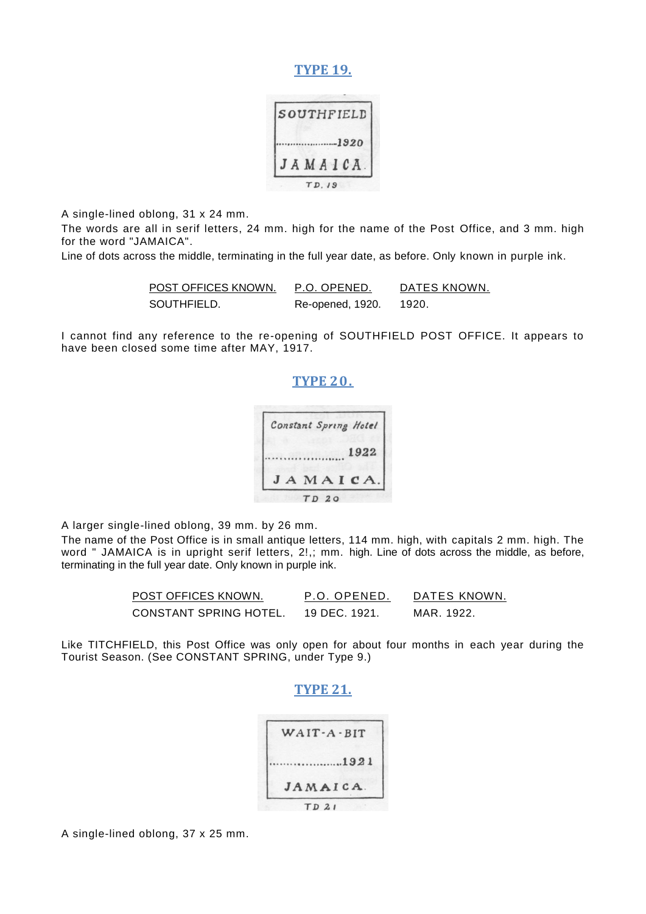## TYPE 19.

A single-lined oblong, 31 x 24 mm.

The words are all in serif letters, 24 mm. high for the name of the Post Office, and 3 mm. high for the word "JAMAICA".

Line of dots across the middle, terminating in the full year date, as before. Only known in purple ink.

| POST OFFICES KNOWN. | P.O. OPENED. | DATES KNOWN. |
|---|---|---|
| SOUTHFIELD. | Re-opened, 1920. | 1920. |

I cannot find any reference to the re-opening of SOUTHFIELD POST OFFICE. It appears to have been closed some time after MAY, 1917.

## TYPE 20.

A larger single-lined oblong, 39 mm. by 26 mm.

The name of the Post Office is in small antique letters, 114 mm. high, with capitals 2 mm. high. The word " JAMAICA is in upright serif letters, 2!,; mm. high. Line of dots across the middle, as before, terminating in the full year date. Only known in purple ink.

| POST OFFICES KNOWN. | P.O. OPENED. | DATES KNOWN. |
|---|---|---|
| CONSTANT SPRING HOTEL. | 19 DEC. 1921. | MAR. 1922. |

Like TITCHFIELD, this Post Office was only open for about four months in each year during the Tourist Season. (See CONSTANT SPRING, under Type 9.)

## TYPE 21.

A single-lined oblong, 37 x 25 mm.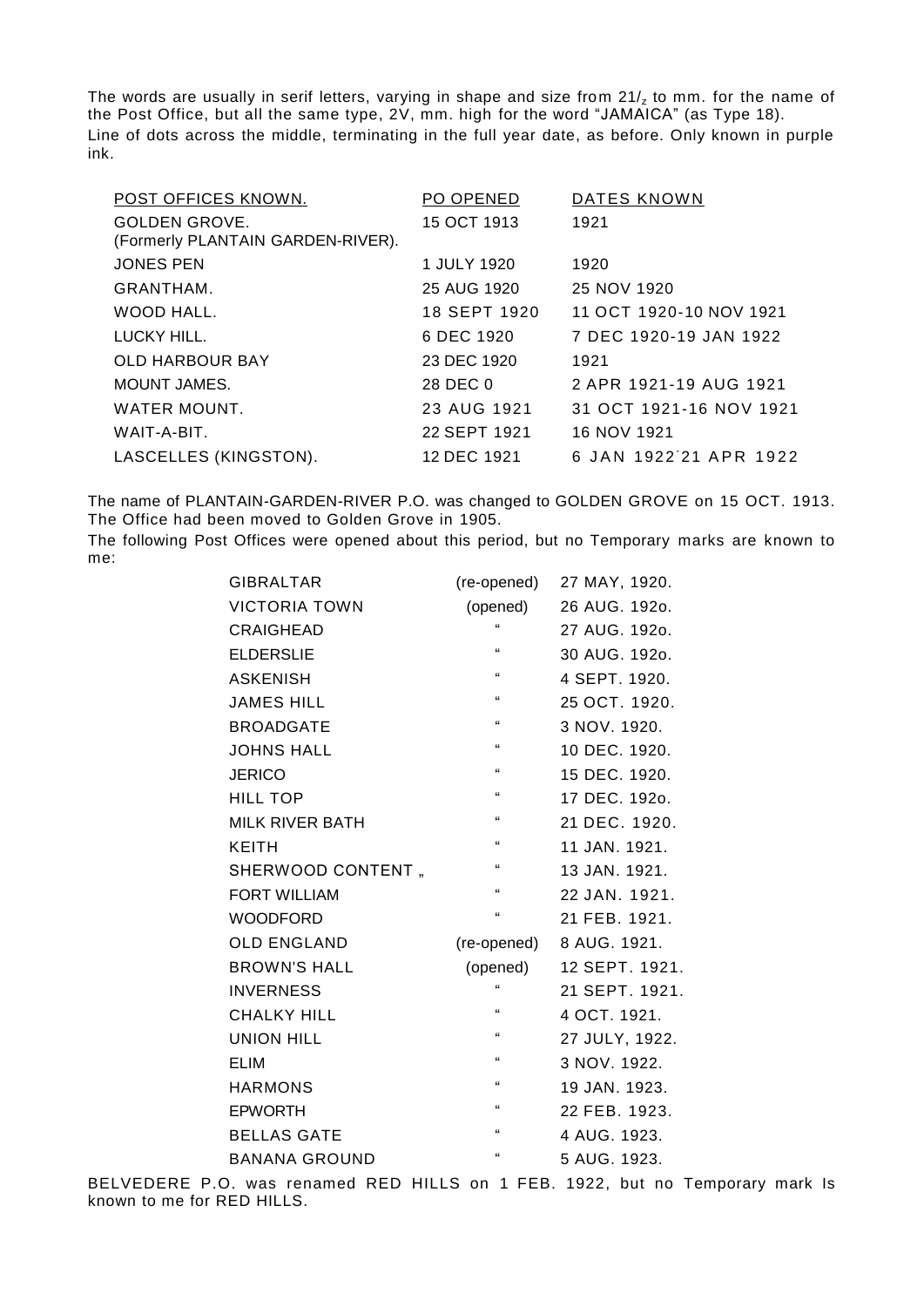The words are usually in serif letters, varying in shape and size from 21/z to mm. for the name of the Post Office, but all the same type, 2V, mm. high for the word "JAMAICA" (as Type 18).

Line of dots across the middle, terminating in the full year date, as before. Only known in purple ink.

| POST OFFICES KNOWN. | PO OPENED | DATES KNOWN |
|---|---|---|
| GOLDEN GROVE. (Formerly PLANTAIN GARDEN-RIVER). | 15 OCT 1913 | 1921 |
| JONES PEN | 1 JULY 1920 | 1920 |
| GRANTHAM. | 25 AUG 1920 | 25 NOV 1920 |
| WOOD HALL. | 18 SEPT 1920 | 11 OCT 1920-10 NOV 1921 |
| LUCKY HILL. | 6 DEC 1920 | 7 DEC 1920-19 JAN 1922 |
| OLD HARBOUR BAY | 23 DEC 1920 | 1921 |
| MOUNT JAMES. | 28 DEC 0 | 2 APR 1921-19 AUG 1921 |
| WATER MOUNT. | 23 AUG 1921 | 31 OCT 1921-16 NOV 1921 |
| WAIT-A-BIT. | 22 SEPT 1921 | 16 NOV 1921 |
| LASCELLES (KINGSTON). | 12 DEC 1921 | 6 JAN 1922-21 APR 1922 |

The name of PLANTAIN-GARDEN-RIVER P.O. was changed to GOLDEN GROVE on 15 OCT. 1913. The Office had been moved to Golden Grove in 1905.

The following Post Offices were opened about this period, but no Temporary marks are known to me:

| | | |
|---|---|---|
| GIBRALTAR | (re-opened) | 27 MAY, 1920. |
| VICTORIA TOWN | (opened) | 26 AUG. 192o. |
| CRAIGHEAD | " | 27 AUG. 192o. |
| ELDERSLIE | " | 30 AUG. 192o. |
| ASKENISH | " | 4 SEPT. 1920. |
| JAMES HILL | " | 25 OCT. 1920. |
| BROADGATE | " | 3 NOV. 1920. |
| JOHNS HALL | " | 10 DEC. 1920. |
| JERICO | " | 15 DEC. 1920. |
| HILL TOP | " | 17 DEC. 192o. |
| MILK RIVER BATH | " | 21 DEC. 1920. |
| KEITH | " | 11 JAN. 1921. |
| SHERWOOD CONTENT „ | " | 13 JAN. 1921. |
| FORT WILLIAM | " | 22 JAN. 1921. |
| WOODFORD | " | 21 FEB. 1921. |
| OLD ENGLAND | (re-opened) | 8 AUG. 1921. |
| BROWN'S HALL | (opened) | 12 SEPT. 1921. |
| INVERNESS | " | 21 SEPT. 1921. |
| CHALKY HILL | " | 4 OCT. 1921. |
| UNION HILL | " | 27 JULY, 1922. |
| ELIM | " | 3 NOV. 1922. |
| HARMONS | " | 19 JAN. 1923. |
| EPWORTH | " | 22 FEB. 1923. |
| BELLAS GATE | " | 4 AUG. 1923. |
| BANANA GROUND | " | 5 AUG. 1923. |

BELVEDERE P.O. was renamed RED HILLS on 1 FEB. 1922, but no Temporary mark Is known to me for RED HILLS.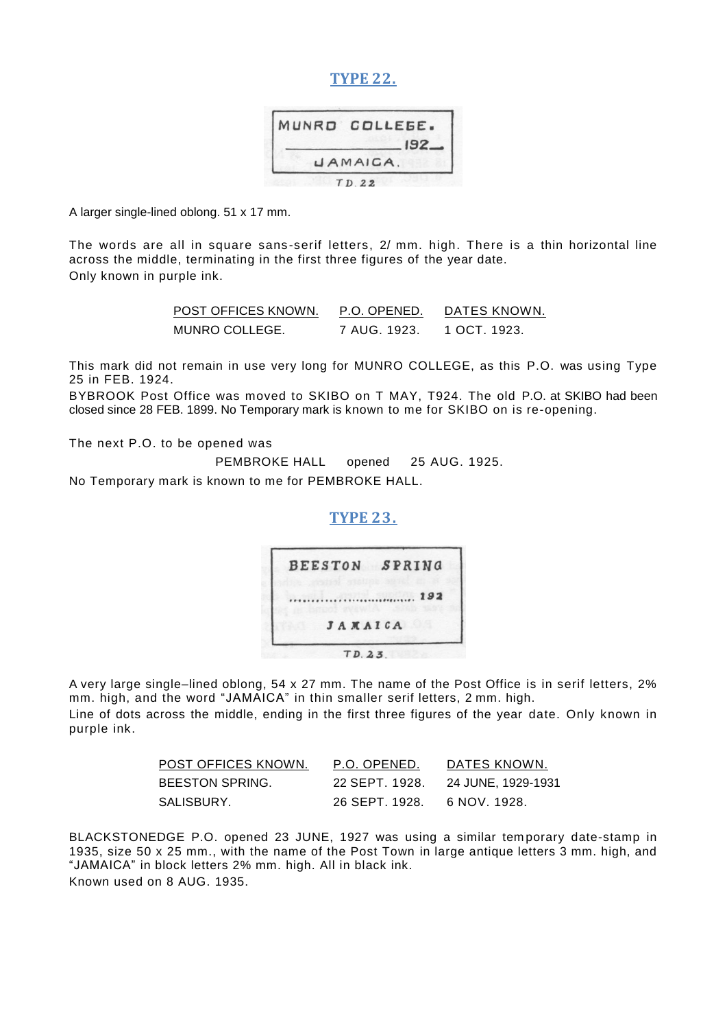## TYPE 22.

A larger single-lined oblong. 51 x 17 mm.

The words are all in square sans-serif letters, 2/ mm. high. There is a thin horizontal line across the middle, terminating in the first three figures of the year date.
Only known in purple ink.

| POST OFFICES KNOWN. | P.O. OPENED. | DATES KNOWN. |
|---|---|---|
| MUNRO COLLEGE. | 7 AUG. 1923. | 1 OCT. 1923. |

This mark did not remain in use very long for MUNRO COLLEGE, as this P.O. was using Type 25 in FEB. 1924.
BYBROOK Post Office was moved to SKIBO on T MAY, T924. The old P.O. at SKIBO had been closed since 28 FEB. 1899. No Temporary mark is known to me for SKIBO on is re-opening.

The next P.O. to be opened was

PEMBROKE HALL opened 25 AUG. 1925.

No Temporary mark is known to me for PEMBROKE HALL.

## TYPE 23.

A very large single–lined oblong, 54 x 27 mm. The name of the Post Office is in serif letters, 2% mm. high, and the word “JAMAICA” in thin smaller serif letters, 2 mm. high.
Line of dots across the middle, ending in the first three figures of the year date. Only known in purple ink.

| POST OFFICES KNOWN. | P.O. OPENED. | DATES KNOWN. |
|---|---|---|
| BEESTON SPRING. | 22 SEPT. 1928. | 24 JUNE, 1929-1931 |
| SALISBURY. | 26 SEPT. 1928. | 6 NOV. 1928. |

BLACKSTONEDGE P.O. opened 23 JUNE, 1927 was using a similar temporary date-stamp in 1935, size 50 x 25 mm., with the name of the Post Town in large antique letters 3 mm. high, and “JAMAICA” in block letters 2% mm. high. All in black ink.
Known used on 8 AUG. 1935.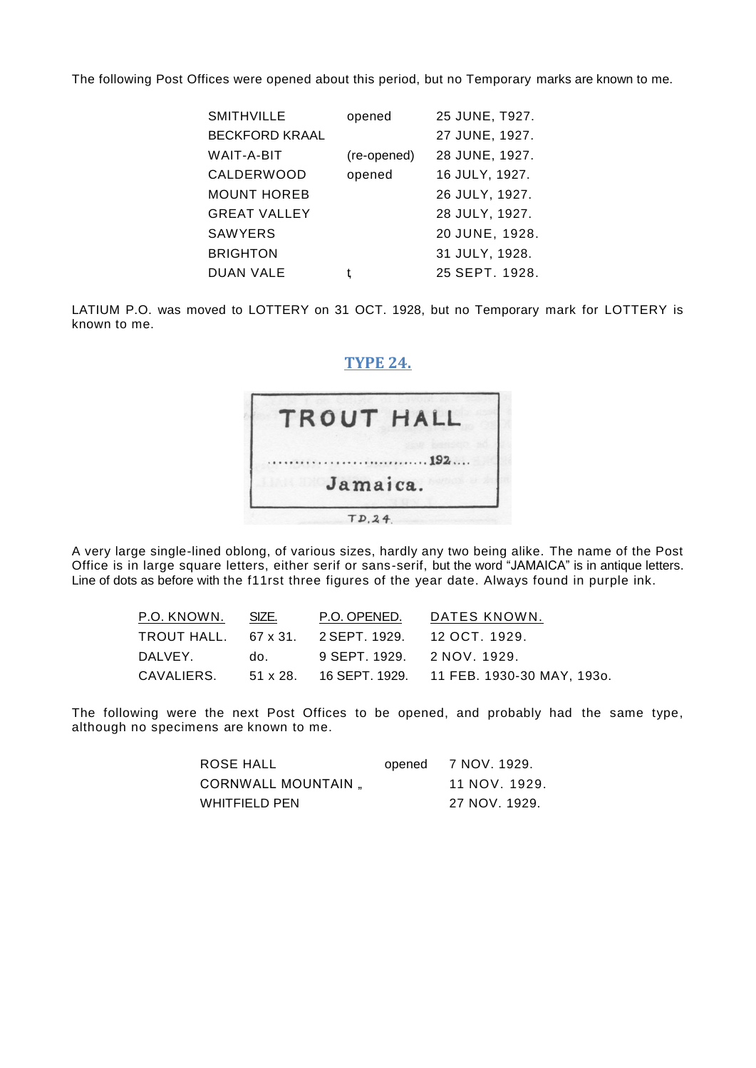The following Post Offices were opened about this period, but no Temporary marks are known to me.

| | | |
|---|---|---|
| SMITHVILLE | opened | 25 JUNE, T927. |
| BECKFORD KRAAL | | 27 JUNE, 1927. |
| WAIT-A-BIT | (re-opened) | 28 JUNE, 1927. |
| CALDERWOOD | opened | 16 JULY, 1927. |
| MOUNT HOREB | | 26 JULY, 1927. |
| GREAT VALLEY | | 28 JULY, 1927. |
| SAWYERS | | 20 JUNE, 1928. |
| BRIGHTON | | 31 JULY, 1928. |
| DUAN VALE | t, | 25 SEPT. 1928. |

LATIUM P.O. was moved to LOTTERY on 31 OCT. 1928, but no Temporary mark for LOTTERY is known to me.

## TYPE 24.

TROUT HALL

..........................192....

Jamaica.

TD.24.

A very large single-lined oblong, of various sizes, hardly any two being alike. The name of the Post Office is in large square letters, either serif or sans-serif, but the word "JAMAICA" is in antique letters. Line of dots as before with the f11rst three figures of the year date. Always found in purple ink.

| P.O. KNOWN. | SIZE. | P.O. OPENED. | DATES KNOWN. |
|---|---|---|---|
| TROUT HALL. | 67 x 31. | 2 SEPT. 1929. | 12 OCT. 1929. |
| DALVEY. | do. | 9 SEPT. 1929. | 2 NOV. 1929. |
| CAVALIERS. | 51 x 28. | 16 SEPT. 1929. | 11 FEB. 1930-30 MAY, 193o. |

The following were the next Post Offices to be opened, and probably had the same type, although no specimens are known to me.

| | | |
|---|---|---|
| ROSE HALL | opened | 7 NOV. 1929. |
| CORNWALL MOUNTAIN „ | | 11 NOV. 1929. |
| WHITFIELD PEN | | 27 NOV. 1929. |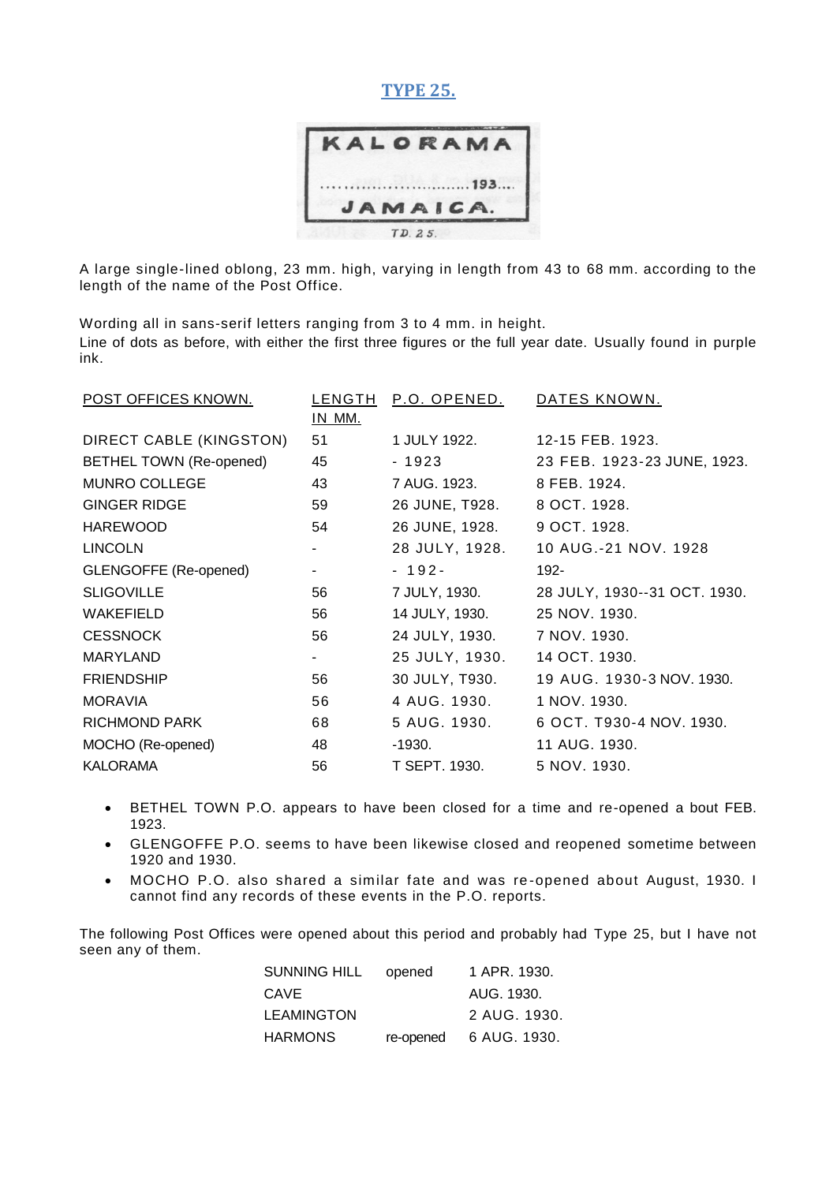## TYPE 25.

A large single-lined oblong, 23 mm. high, varying in length from 43 to 68 mm. according to the length of the name of the Post Office.

Wording all in sans-serif letters ranging from 3 to 4 mm. in height.
Line of dots as before, with either the first three figures or the full year date. Usually found in purple ink.

| POST OFFICES KNOWN. | LENGTH IN MM. | P.O. OPENED. | DATES KNOWN. |
|---|---|---|---|
| DIRECT CABLE (KINGSTON) | 51 | 1 JULY 1922. | 12-15 FEB. 1923. |
| BETHEL TOWN (Re-opened) | 45 | - 1923 | 23 FEB. 1923-23 JUNE, 1923. |
| MUNRO COLLEGE | 43 | 7 AUG. 1923. | 8 FEB. 1924. |
| GINGER RIDGE | 59 | 26 JUNE, T928. | 8 OCT. 1928. |
| HAREWOOD | 54 | 26 JUNE, 1928. | 9 OCT. 1928. |
| LINCOLN | - | 28 JULY, 1928. | 10 AUG.-21 NOV. 1928 |
| GLENGOFFE (Re-opened) | - | - 192- | 192- |
| SLIGOVILLE | 56 | 7 JULY, 1930. | 28 JULY, 1930--31 OCT. 1930. |
| WAKEFIELD | 56 | 14 JULY, 1930. | 25 NOV. 1930. |
| CESSNOCK | 56 | 24 JULY, 1930. | 7 NOV. 1930. |
| MARYLAND | - | 25 JULY, 1930. | 14 OCT. 1930. |
| FRIENDSHIP | 56 | 30 JULY, T930. | 19 AUG. 1930-3 NOV. 1930. |
| MORAVIA | 56 | 4 AUG. 1930. | 1 NOV. 1930. |
| RICHMOND PARK | 68 | 5 AUG. 1930. | 6 OCT. T930-4 NOV. 1930. |
| MOCHO (Re-opened) | 48 | -1930. | 11 AUG. 1930. |
| KALORAMA | 56 | T SEPT. 1930. | 5 NOV. 1930. |

- BETHEL TOWN P.O. appears to have been closed for a time and re-opened a bout FEB. 1923.
- GLENGOFFE P.O. seems to have been likewise closed and reopened sometime between 1920 and 1930.
- MOCHO P.O. also shared a similar fate and was re-opened about August, 1930. I cannot find any records of these events in the P.O. reports.

The following Post Offices were opened about this period and probably had Type 25, but I have not seen any of them.

| | | |
|---|---|---|
| SUNNING HILL | opened | 1 APR. 1930. |
| CAVE | | AUG. 1930. |
| LEAMINGTON | | 2 AUG. 1930. |
| HARMONS | re-opened | 6 AUG. 1930. |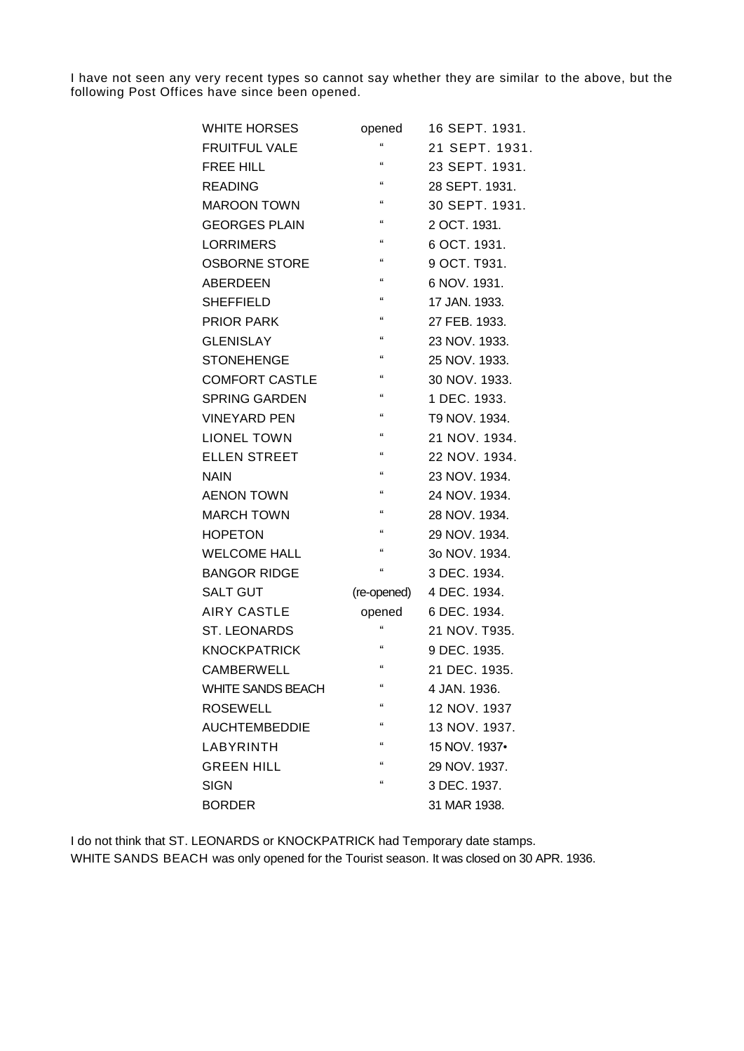I have not seen any very recent types so cannot say whether they are similar to the above, but the following Post Offices have since been opened.

| | | |
|---|---|---|
| WHITE HORSES | opened | 16 SEPT. 1931. |
| FRUITFUL VALE | " | 21 SEPT. 1931. |
| FREE HILL | " | 23 SEPT. 1931. |
| READING | " | 28 SEPT. 1931. |
| MAROON TOWN | " | 30 SEPT. 1931. |
| GEORGES PLAIN | " | 2 OCT. 1931. |
| LORRIMERS | " | 6 OCT. 1931. |
| OSBORNE STORE | " | 9 OCT. T931. |
| ABERDEEN | " | 6 NOV. 1931. |
| SHEFFIELD | " | 17 JAN. 1933. |
| PRIOR PARK | " | 27 FEB. 1933. |
| GLENISLAY | " | 23 NOV. 1933. |
| STONEHENGE | " | 25 NOV. 1933. |
| COMFORT CASTLE | " | 30 NOV. 1933. |
| SPRING GARDEN | " | 1 DEC. 1933. |
| VINEYARD PEN | " | T9 NOV. 1934. |
| LIONEL TOWN | " | 21 NOV. 1934. |
| ELLEN STREET | " | 22 NOV. 1934. |
| NAIN | " | 23 NOV. 1934. |
| AENON TOWN | " | 24 NOV. 1934. |
| MARCH TOWN | " | 28 NOV. 1934. |
| HOPETON | " | 29 NOV. 1934. |
| WELCOME HALL | " | 3o NOV. 1934. |
| BANGOR RIDGE | " | 3 DEC. 1934. |
| SALT GUT | (re-opened) | 4 DEC. 1934. |
| AIRY CASTLE | opened | 6 DEC. 1934. |
| ST. LEONARDS | " | 21 NOV. T935. |
| KNOCKPATRICK | " | 9 DEC. 1935. |
| CAMBERWELL | " | 21 DEC. 1935. |
| WHITE SANDS BEACH | " | 4 JAN. 1936. |
| ROSEWELL | " | 12 NOV. 1937 |
| AUCHTEMBEDDIE | " | 13 NOV. 1937. |
| LABYRINTH | " | 15 NOV. 1937• |
| GREEN HILL | " | 29 NOV. 1937. |
| SIGN | " | 3 DEC. 1937. |
| BORDER | | 31 MAR 1938. |

I do not think that ST. LEONARDS or KNOCKPATRICK had Temporary date stamps.
WHITE SANDS BEACH was only opened for the Tourist season. It was closed on 30 APR. 1936.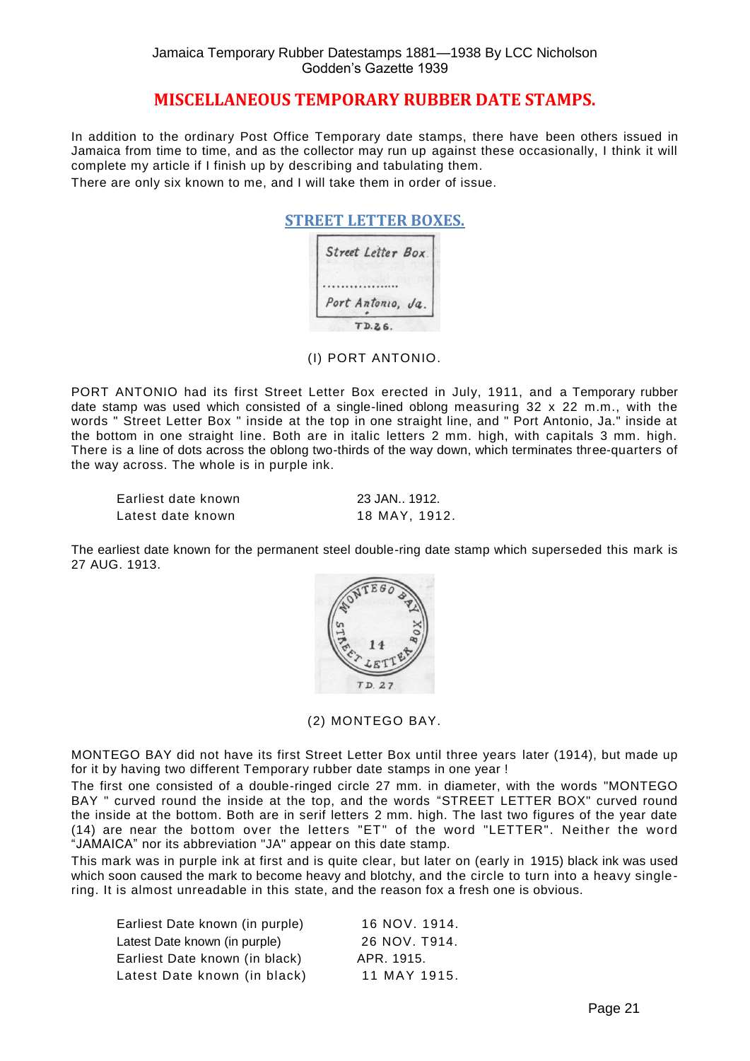## MISCELLANEOUS TEMPORARY RUBBER DATE STAMPS.

In addition to the ordinary Post Office Temporary date stamps, there have been others issued in Jamaica from time to time, and as the collector may run up against these occasionally, I think it will complete my article if I finish up by describing and tabulating them.

There are only six known to me, and I will take them in order of issue.

### STREET LETTER BOXES.

(I) PORT ANTONIO.

PORT ANTONIO had its first Street Letter Box erected in July, 1911, and a Temporary rubber date stamp was used which consisted of a single-lined oblong measuring 32 x 22 m.m., with the words " Street Letter Box " inside at the top in one straight line, and " Port Antonio, Ja." inside at the bottom in one straight line. Both are in italic letters 2 mm. high, with capitals 3 mm. high. There is a line of dots across the oblong two-thirds of the way down, which terminates three-quarters of the way across. The whole is in purple ink.

| | |
|---|---|
| Earliest date known | 23 JAN.. 1912. |
| Latest date known | 18 MAY, 1912. |

The earliest date known for the permanent steel double-ring date stamp which superseded this mark is 27 AUG. 1913.

(2) MONTEGO BAY.

MONTEGO BAY did not have its first Street Letter Box until three years later (1914), but made up for it by having two different Temporary rubber date stamps in one year !

The first one consisted of a double-ringed circle 27 mm. in diameter, with the words "MONTEGO BAY " curved round the inside at the top, and the words "STREET LETTER BOX" curved round the inside at the bottom. Both are in serif letters 2 mm. high. The last two figures of the year date (14) are near the bottom over the letters "ET" of the word "LETTER". Neither the word "JAMAICA" nor its abbreviation "JA" appear on this date stamp.

This mark was in purple ink at first and is quite clear, but later on (early in 1915) black ink was used which soon caused the mark to become heavy and blotchy, and the circle to turn into a heavy single-ring. It is almost unreadable in this state, and the reason fox a fresh one is obvious.

| | |
|---|---|
| Earliest Date known (in purple) | 16 NOV. 1914. |
| Latest Date known (in purple) | 26 NOV. T914. |
| Earliest Date known (in black) | APR. 1915. |
| Latest Date known (in black) | 11 MAY 1915. |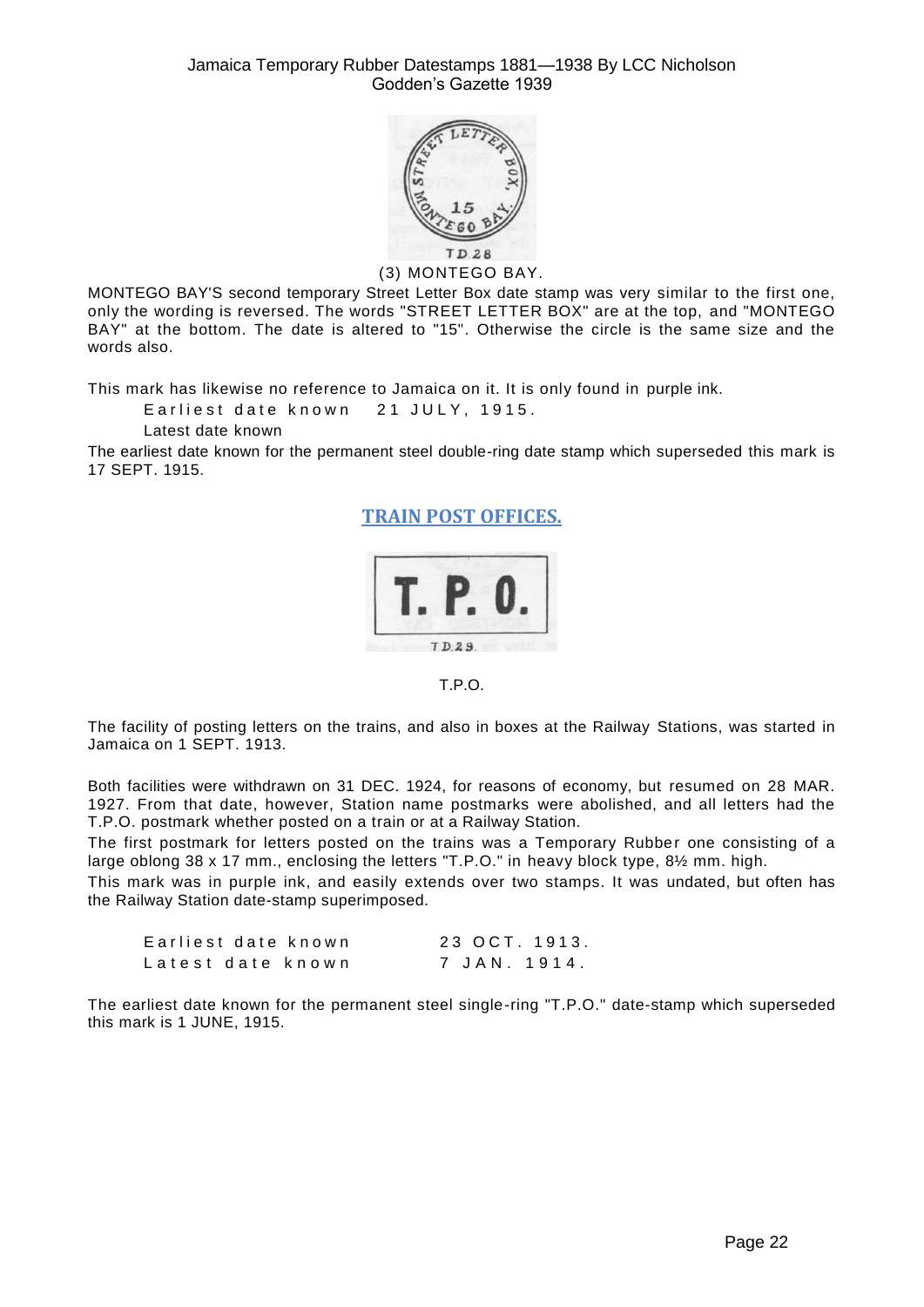TD.28

(3) MONTEGO BAY.

MONTEGO BAY'S second temporary Street Letter Box date stamp was very similar to the first one, only the wording is reversed. The words "STREET LETTER BOX" are at the top, and "MONTEGO BAY" at the bottom. The date is altered to "15". Otherwise the circle is the same size and the words also.

This mark has likewise no reference to Jamaica on it. It is only found in purple ink.

Earliest date known 21 JULY, 1915.

Latest date known

The earliest date known for the permanent steel double-ring date stamp which superseded this mark is 17 SEPT. 1915.

## TRAIN POST OFFICES.

TD.29.

T.P.O.

The facility of posting letters on the trains, and also in boxes at the Railway Stations, was started in Jamaica on 1 SEPT. 1913.

Both facilities were withdrawn on 31 DEC. 1924, for reasons of economy, but resumed on 28 MAR. 1927. From that date, however, Station name postmarks were abolished, and all letters had the T.P.O. postmark whether posted on a train or at a Railway Station.

The first postmark for letters posted on the trains was a Temporary Rubber one consisting of a large oblong 38 x 17 mm., enclosing the letters "T.P.O." in heavy block type, 8½ mm. high.

This mark was in purple ink, and easily extends over two stamps. It was undated, but often has the Railway Station date-stamp superimposed.

Earliest date known 23 OCT. 1913.
Latest date known 7 JAN. 1914.

The earliest date known for the permanent steel single-ring "T.P.O." date-stamp which superseded this mark is 1 JUNE, 1915.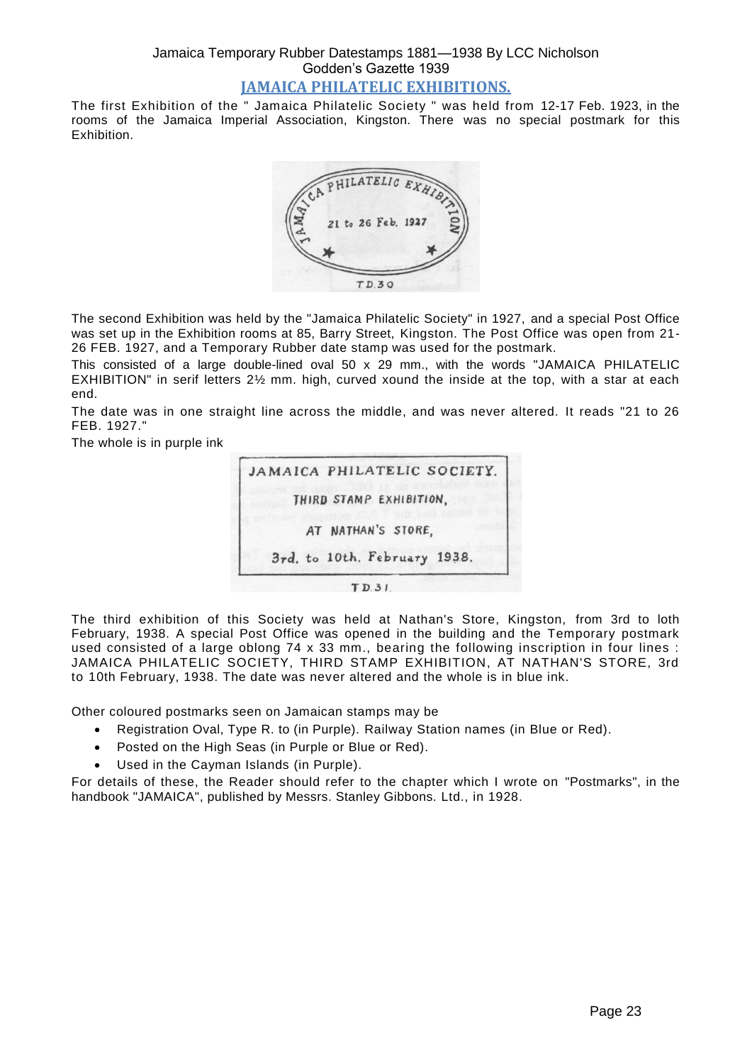## JAMAICA PHILATELIC EXHIBITIONS.

The first Exhibition of the " Jamaica Philatelic Society " was held from 12-17 Feb. 1923, in the rooms of the Jamaica Imperial Association, Kingston. There was no special postmark for this Exhibition.

T.D.30

The second Exhibition was held by the "Jamaica Philatelic Society" in 1927, and a special Post Office was set up in the Exhibition rooms at 85, Barry Street, Kingston. The Post Office was open from 21-26 FEB. 1927, and a Temporary Rubber date stamp was used for the postmark.

This consisted of a large double-lined oval 50 x 29 mm., with the words "JAMAICA PHILATELIC EXHIBITION" in serif letters 2½ mm. high, curved xound the inside at the top, with a star at each end.

The date was in one straight line across the middle, and was never altered. It reads "21 to 26 FEB. 1927."

The whole is in purple ink

T.D.31.

The third exhibition of this Society was held at Nathan's Store, Kingston, from 3rd to loth February, 1938. A special Post Office was opened in the building and the Temporary postmark used consisted of a large oblong 74 x 33 mm., bearing the following inscription in four lines : JAMAICA PHILATELIC SOCIETY, THIRD STAMP EXHIBITION, AT NATHAN'S STORE, 3rd to 10th February, 1938. The date was never altered and the whole is in blue ink.

Other coloured postmarks seen on Jamaican stamps may be

- Registration Oval, Type R. to (in Purple). Railway Station names (in Blue or Red).
- Posted on the High Seas (in Purple or Blue or Red).
- Used in the Cayman Islands (in Purple).

For details of these, the Reader should refer to the chapter which I wrote on "Postmarks", in the handbook "JAMAICA", published by Messrs. Stanley Gibbons. Ltd., in 1928.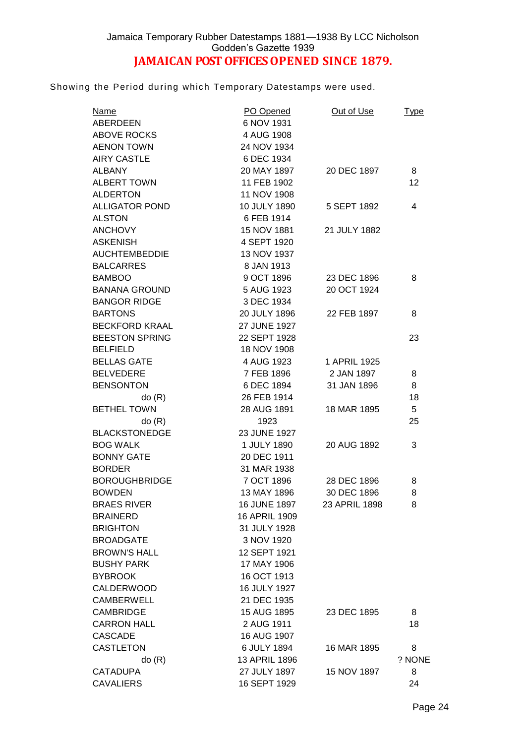Jamaica Temporary Rubber Datestamps 1881—1938 By LCC Nicholson
Godden's Gazette 1939

# JAMAICAN POST OFFICES OPENED SINCE 1879.

Showing the Period during which Temporary Datestamps were used.

| Name | PO Opened | Out of Use | Type |
|---|---|---|---|
| ABERDEEN | 6 NOV 1931 | | |
| ABOVE ROCKS | 4 AUG 1908 | | |
| AENON TOWN | 24 NOV 1934 | | |
| AIRY CASTLE | 6 DEC 1934 | | |
| ALBANY | 20 MAY 1897 | 20 DEC 1897 | 8 |
| ALBERT TOWN | 11 FEB 1902 | | 12 |
| ALDERTON | 11 NOV 1908 | | |
| ALLIGATOR POND | 10 JULY 1890 | 5 SEPT 1892 | 4 |
| ALSTON | 6 FEB 1914 | | |
| ANCHOVY | 15 NOV 1881 | 21 JULY 1882 | |
| ASKENISH | 4 SEPT 1920 | | |
| AUCHTEMBEDDIE | 13 NOV 1937 | | |
| BALCARRES | 8 JAN 1913 | | |
| BAMBOO | 9 OCT 1896 | 23 DEC 1896 | 8 |
| BANANA GROUND | 5 AUG 1923 | 20 OCT 1924 | |
| BANGOR RIDGE | 3 DEC 1934 | | |
| BARTONS | 20 JULY 1896 | 22 FEB 1897 | 8 |
| BECKFORD KRAAL | 27 JUNE 1927 | | |
| BEESTON SPRING | 22 SEPT 1928 | | 23 |
| BELFIELD | 18 NOV 1908 | | |
| BELLAS GATE | 4 AUG 1923 | 1 APRIL 1925 | |
| BELVEDERE | 7 FEB 1896 | 2 JAN 1897 | 8 |
| BENSONTON | 6 DEC 1894 | 31 JAN 1896 | 8 |
| do (R) | 26 FEB 1914 | | 18 |
| BETHEL TOWN | 28 AUG 1891 | 18 MAR 1895 | 5 |
| do (R) | 1923 | | 25 |
| BLACKSTONEDGE | 23 JUNE 1927 | | |
| BOG WALK | 1 JULY 1890 | 20 AUG 1892 | 3 |
| BONNY GATE | 20 DEC 1911 | | |
| BORDER | 31 MAR 1938 | | |
| BOROUGHBRIDGE | 7 OCT 1896 | 28 DEC 1896 | 8 |
| BOWDEN | 13 MAY 1896 | 30 DEC 1896 | 8 |
| BRAES RIVER | 16 JUNE 1897 | 23 APRIL 1898 | 8 |
| BRAINERD | 16 APRIL 1909 | | |
| BRIGHTON | 31 JULY 1928 | | |
| BROADGATE | 3 NOV 1920 | | |
| BROWN'S HALL | 12 SEPT 1921 | | |
| BUSHY PARK | 17 MAY 1906 | | |
| BYBROOK | 16 OCT 1913 | | |
| CALDERWOOD | 16 JULY 1927 | | |
| CAMBERWELL | 21 DEC 1935 | | |
| CAMBRIDGE | 15 AUG 1895 | 23 DEC 1895 | 8 |
| CARRON HALL | 2 AUG 1911 | | 18 |
| CASCADE | 16 AUG 1907 | | |
| CASTLETON | 6 JULY 1894 | 16 MAR 1895 | 8 |
| do (R) | 13 APRIL 1896 | | ? NONE |
| CATADUPA | 27 JULY 1897 | 15 NOV 1897 | 8 |
| CAVALIERS | 16 SEPT 1929 | | 24 |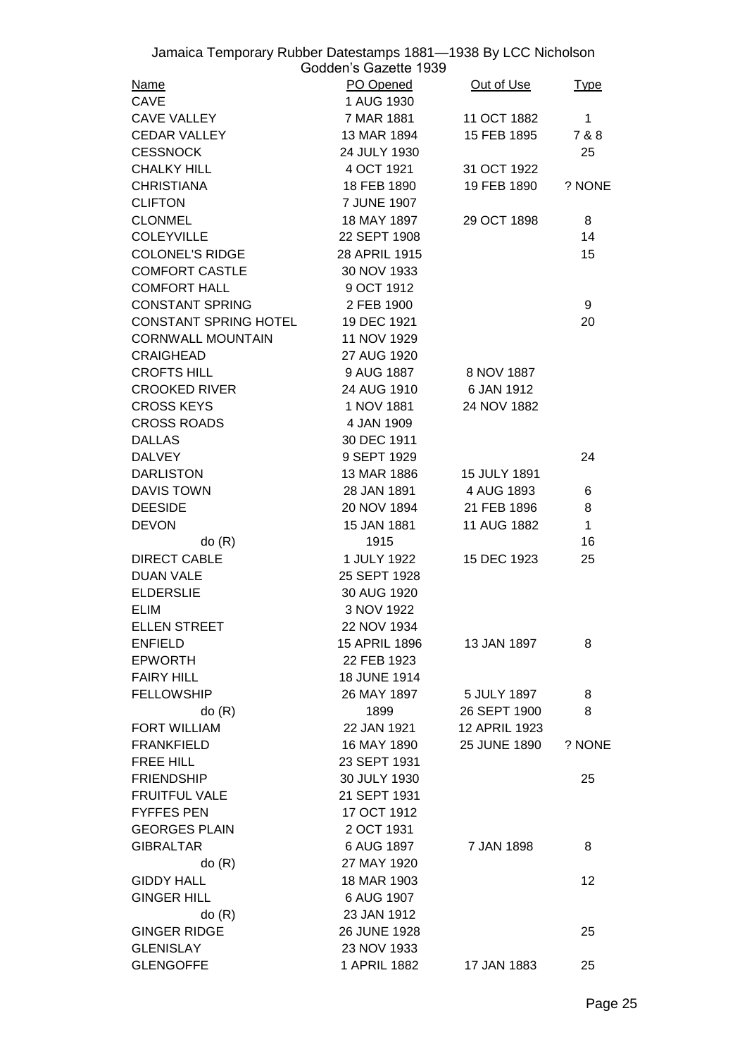Jamaica Temporary Rubber Datestamps 1881—1938 By LCC Nicholson
Godden's Gazette 1939

| Name | PO Opened | Out of Use | Type |
|---|---|---|---|
| CAVE | 1 AUG 1930 | | |
| CAVE VALLEY | 7 MAR 1881 | 11 OCT 1882 | 1 |
| CEDAR VALLEY | 13 MAR 1894 | 15 FEB 1895 | 7 & 8 |
| CESSNOCK | 24 JULY 1930 | | 25 |
| CHALKY HILL | 4 OCT 1921 | 31 OCT 1922 | |
| CHRISTIANA | 18 FEB 1890 | 19 FEB 1890 | ? NONE |
| CLIFTON | 7 JUNE 1907 | | |
| CLONMEL | 18 MAY 1897 | 29 OCT 1898 | 8 |
| COLEYVILLE | 22 SEPT 1908 | | 14 |
| COLONEL'S RIDGE | 28 APRIL 1915 | | 15 |
| COMFORT CASTLE | 30 NOV 1933 | | |
| COMFORT HALL | 9 OCT 1912 | | |
| CONSTANT SPRING | 2 FEB 1900 | | 9 |
| CONSTANT SPRING HOTEL | 19 DEC 1921 | | 20 |
| CORNWALL MOUNTAIN | 11 NOV 1929 | | |
| CRAIGHEAD | 27 AUG 1920 | | |
| CROFTS HILL | 9 AUG 1887 | 8 NOV 1887 | |
| CROOKED RIVER | 24 AUG 1910 | 6 JAN 1912 | |
| CROSS KEYS | 1 NOV 1881 | 24 NOV 1882 | |
| CROSS ROADS | 4 JAN 1909 | | |
| DALLAS | 30 DEC 1911 | | |
| DALVEY | 9 SEPT 1929 | | 24 |
| DARLISTON | 13 MAR 1886 | 15 JULY 1891 | |
| DAVIS TOWN | 28 JAN 1891 | 4 AUG 1893 | 6 |
| DEESIDE | 20 NOV 1894 | 21 FEB 1896 | 8 |
| DEVON | 15 JAN 1881 | 11 AUG 1882 | 1 |
| do (R) | 1915 | | 16 |
| DIRECT CABLE | 1 JULY 1922 | 15 DEC 1923 | 25 |
| DUAN VALE | 25 SEPT 1928 | | |
| ELDERSLIE | 30 AUG 1920 | | |
| ELIM | 3 NOV 1922 | | |
| ELLEN STREET | 22 NOV 1934 | | |
| ENFIELD | 15 APRIL 1896 | 13 JAN 1897 | 8 |
| EPWORTH | 22 FEB 1923 | | |
| FAIRY HILL | 18 JUNE 1914 | | |
| FELLOWSHIP | 26 MAY 1897 | 5 JULY 1897 | 8 |
| do (R) | 1899 | 26 SEPT 1900 | 8 |
| FORT WILLIAM | 22 JAN 1921 | 12 APRIL 1923 | |
| FRANKFIELD | 16 MAY 1890 | 25 JUNE 1890 | ? NONE |
| FREE HILL | 23 SEPT 1931 | | |
| FRIENDSHIP | 30 JULY 1930 | | 25 |
| FRUITFUL VALE | 21 SEPT 1931 | | |
| FYFFES PEN | 17 OCT 1912 | | |
| GEORGES PLAIN | 2 OCT 1931 | | |
| GIBRALTAR | 6 AUG 1897 | 7 JAN 1898 | 8 |
| do (R) | 27 MAY 1920 | | |
| GIDDY HALL | 18 MAR 1903 | | 12 |
| GINGER HILL | 6 AUG 1907 | | |
| do (R) | 23 JAN 1912 | | |
| GINGER RIDGE | 26 JUNE 1928 | | 25 |
| GLENISLAY | 23 NOV 1933 | | |
| GLENGOFFE | 1 APRIL 1882 | 17 JAN 1883 | 25 |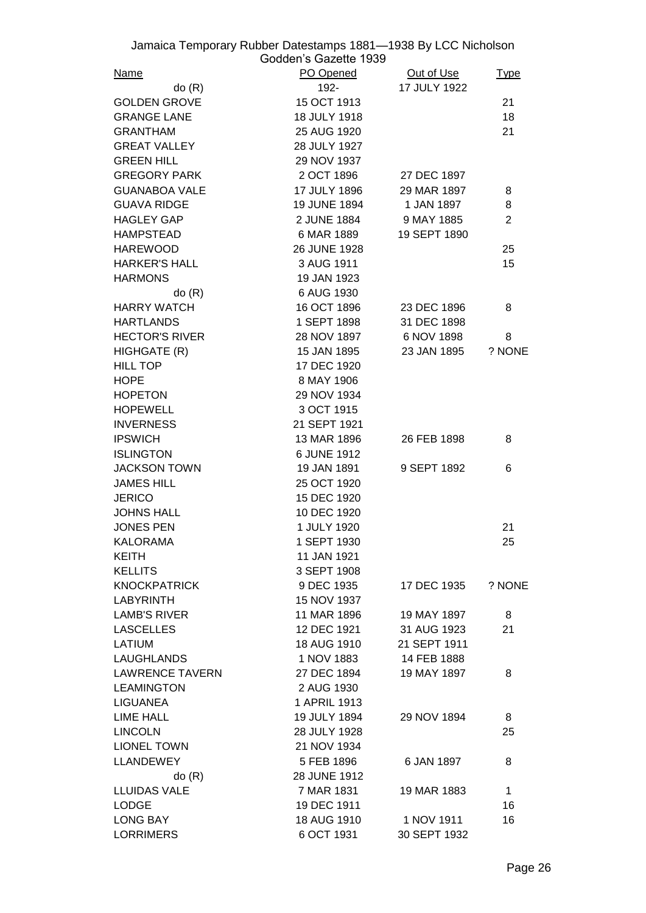| Name | PO Opened | Out of Use | Type |
|---|---|---|---|
| do (R) | 192- | 17 JULY 1922 | |
| GOLDEN GROVE | 15 OCT 1913 | | 21 |
| GRANGE LANE | 18 JULY 1918 | | 18 |
| GRANTHAM | 25 AUG 1920 | | 21 |
| GREAT VALLEY | 28 JULY 1927 | | |
| GREEN HILL | 29 NOV 1937 | | |
| GREGORY PARK | 2 OCT 1896 | 27 DEC 1897 | |
| GUANABOA VALE | 17 JULY 1896 | 29 MAR 1897 | 8 |
| GUAVA RIDGE | 19 JUNE 1894 | 1 JAN 1897 | 8 |
| HAGLEY GAP | 2 JUNE 1884 | 9 MAY 1885 | 2 |
| HAMPSTEAD | 6 MAR 1889 | 19 SEPT 1890 | |
| HAREWOOD | 26 JUNE 1928 | | 25 |
| HARKER'S HALL | 3 AUG 1911 | | 15 |
| HARMONS | 19 JAN 1923 | | |
| do (R) | 6 AUG 1930 | | |
| HARRY WATCH | 16 OCT 1896 | 23 DEC 1896 | 8 |
| HARTLANDS | 1 SEPT 1898 | 31 DEC 1898 | |
| HECTOR'S RIVER | 28 NOV 1897 | 6 NOV 1898 | 8 |
| HIGHGATE (R) | 15 JAN 1895 | 23 JAN 1895 | ? NONE |
| HILL TOP | 17 DEC 1920 | | |
| HOPE | 8 MAY 1906 | | |
| HOPETON | 29 NOV 1934 | | |
| HOPEWELL | 3 OCT 1915 | | |
| INVERNESS | 21 SEPT 1921 | | |
| IPSWICH | 13 MAR 1896 | 26 FEB 1898 | 8 |
| ISLINGTON | 6 JUNE 1912 | | |
| JACKSON TOWN | 19 JAN 1891 | 9 SEPT 1892 | 6 |
| JAMES HILL | 25 OCT 1920 | | |
| JERICO | 15 DEC 1920 | | |
| JOHNS HALL | 10 DEC 1920 | | |
| JONES PEN | 1 JULY 1920 | | 21 |
| KALORAMA | 1 SEPT 1930 | | 25 |
| KEITH | 11 JAN 1921 | | |
| KELLITS | 3 SEPT 1908 | | |
| KNOCKPATRICK | 9 DEC 1935 | 17 DEC 1935 | ? NONE |
| LABYRINTH | 15 NOV 1937 | | |
| LAMB'S RIVER | 11 MAR 1896 | 19 MAY 1897 | 8 |
| LASCELLES | 12 DEC 1921 | 31 AUG 1923 | 21 |
| LATIUM | 18 AUG 1910 | 21 SEPT 1911 | |
| LAUGHLANDS | 1 NOV 1883 | 14 FEB 1888 | |
| LAWRENCE TAVERN | 27 DEC 1894 | 19 MAY 1897 | 8 |
| LEAMINGTON | 2 AUG 1930 | | |
| LIGUANEA | 1 APRIL 1913 | | |
| LIME HALL | 19 JULY 1894 | 29 NOV 1894 | 8 |
| LINCOLN | 28 JULY 1928 | | 25 |
| LIONEL TOWN | 21 NOV 1934 | | |
| LLANDEWEY | 5 FEB 1896 | 6 JAN 1897 | 8 |
| do (R) | 28 JUNE 1912 | | |
| LLUIDAS VALE | 7 MAR 1831 | 19 MAR 1883 | 1 |
| LODGE | 19 DEC 1911 | | 16 |
| LONG BAY | 18 AUG 1910 | 1 NOV 1911 | 16 |
| LORRIMERS | 6 OCT 1931 | 30 SEPT 1932 | |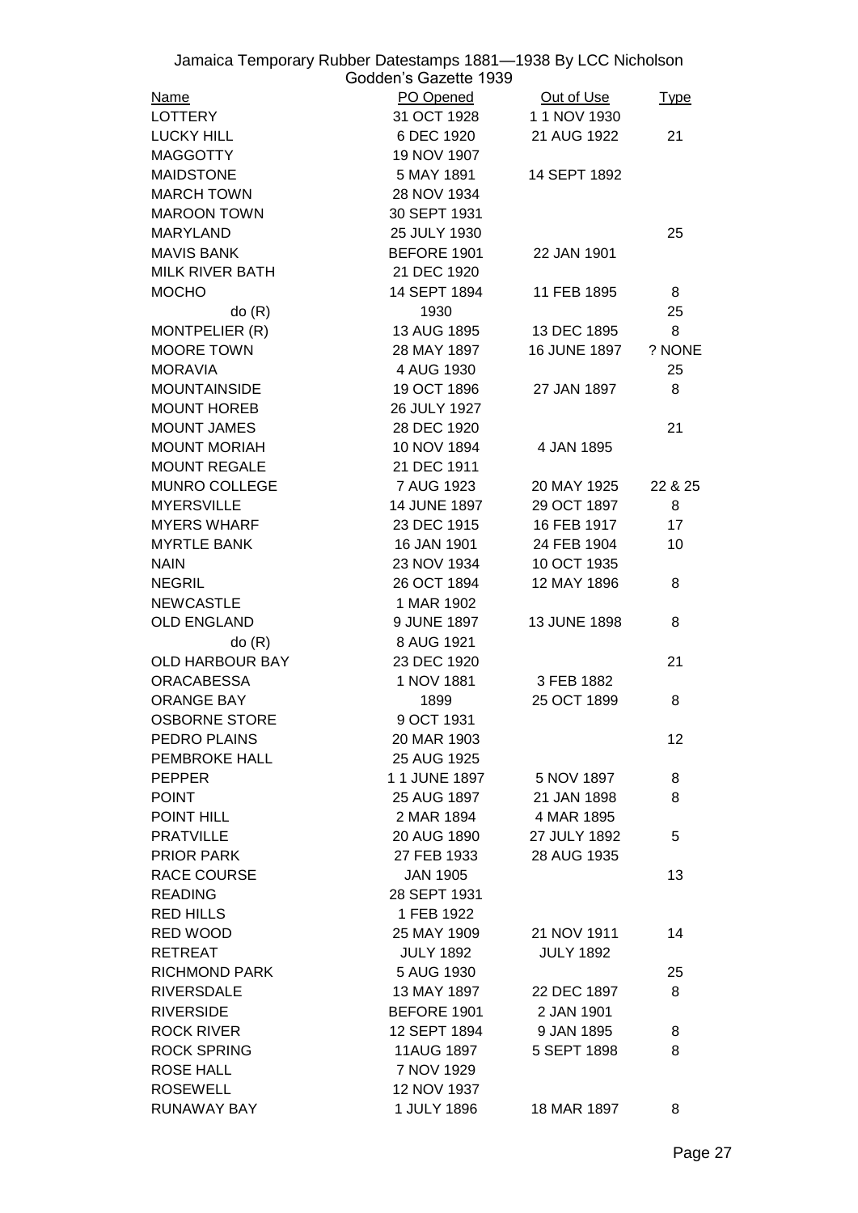Jamaica Temporary Rubber Datestamps 1881—1938 By LCC Nicholson
Godden's Gazette 1939

| Name | PO Opened | Out of Use | Type |
|---|---|---|---|
| LOTTERY | 31 OCT 1928 | 1 1 NOV 1930 | |
| LUCKY HILL | 6 DEC 1920 | 21 AUG 1922 | 21 |
| MAGGOTTY | 19 NOV 1907 | | |
| MAIDSTONE | 5 MAY 1891 | 14 SEPT 1892 | |
| MARCH TOWN | 28 NOV 1934 | | |
| MAROON TOWN | 30 SEPT 1931 | | |
| MARYLAND | 25 JULY 1930 | | 25 |
| MAVIS BANK | BEFORE 1901 | 22 JAN 1901 | |
| MILK RIVER BATH | 21 DEC 1920 | | |
| MOCHO | 14 SEPT 1894 | 11 FEB 1895 | 8 |
| do (R) | 1930 | | 25 |
| MONTPELIER (R) | 13 AUG 1895 | 13 DEC 1895 | 8 |
| MOORE TOWN | 28 MAY 1897 | 16 JUNE 1897 | ? NONE |
| MORAVIA | 4 AUG 1930 | | 25 |
| MOUNTAINSIDE | 19 OCT 1896 | 27 JAN 1897 | 8 |
| MOUNT HOREB | 26 JULY 1927 | | |
| MOUNT JAMES | 28 DEC 1920 | | 21 |
| MOUNT MORIAH | 10 NOV 1894 | 4 JAN 1895 | |
| MOUNT REGALE | 21 DEC 1911 | | |
| MUNRO COLLEGE | 7 AUG 1923 | 20 MAY 1925 | 22 & 25 |
| MYERSVILLE | 14 JUNE 1897 | 29 OCT 1897 | 8 |
| MYERS WHARF | 23 DEC 1915 | 16 FEB 1917 | 17 |
| MYRTLE BANK | 16 JAN 1901 | 24 FEB 1904 | 10 |
| NAIN | 23 NOV 1934 | 10 OCT 1935 | |
| NEGRIL | 26 OCT 1894 | 12 MAY 1896 | 8 |
| NEWCASTLE | 1 MAR 1902 | | |
| OLD ENGLAND | 9 JUNE 1897 | 13 JUNE 1898 | 8 |
| do (R) | 8 AUG 1921 | | |
| OLD HARBOUR BAY | 23 DEC 1920 | | 21 |
| ORACABESSA | 1 NOV 1881 | 3 FEB 1882 | |
| ORANGE BAY | 1899 | 25 OCT 1899 | 8 |
| OSBORNE STORE | 9 OCT 1931 | | |
| PEDRO PLAINS | 20 MAR 1903 | | 12 |
| PEMBROKE HALL | 25 AUG 1925 | | |
| PEPPER | 1 1 JUNE 1897 | 5 NOV 1897 | 8 |
| POINT | 25 AUG 1897 | 21 JAN 1898 | 8 |
| POINT HILL | 2 MAR 1894 | 4 MAR 1895 | |
| PRATVILLE | 20 AUG 1890 | 27 JULY 1892 | 5 |
| PRIOR PARK | 27 FEB 1933 | 28 AUG 1935 | |
| RACE COURSE | JAN 1905 | | 13 |
| READING | 28 SEPT 1931 | | |
| RED HILLS | 1 FEB 1922 | | |
| RED WOOD | 25 MAY 1909 | 21 NOV 1911 | 14 |
| RETREAT | JULY 1892 | JULY 1892 | |
| RICHMOND PARK | 5 AUG 1930 | | 25 |
| RIVERSDALE | 13 MAY 1897 | 22 DEC 1897 | 8 |
| RIVERSIDE | BEFORE 1901 | 2 JAN 1901 | |
| ROCK RIVER | 12 SEPT 1894 | 9 JAN 1895 | 8 |
| ROCK SPRING | 11AUG 1897 | 5 SEPT 1898 | 8 |
| ROSE HALL | 7 NOV 1929 | | |
| ROSEWELL | 12 NOV 1937 | | |
| RUNAWAY BAY | 1 JULY 1896 | 18 MAR 1897 | 8 |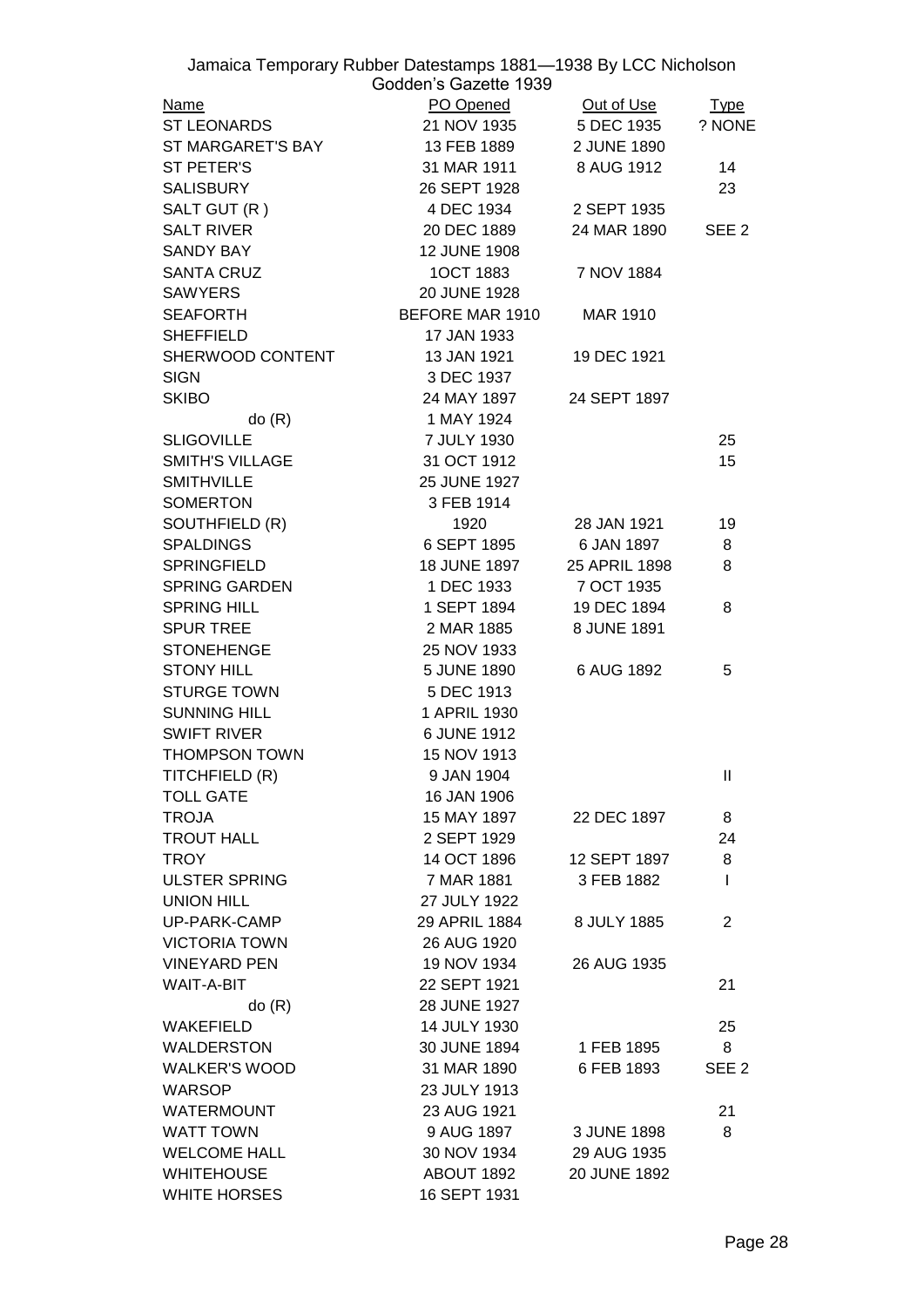Jamaica Temporary Rubber Datestamps 1881—1938 By LCC Nicholson
Godden's Gazette 1939

| Name | PO Opened | Out of Use | Type |
|---|---|---|---|
| ST LEONARDS | 21 NOV 1935 | 5 DEC 1935 | ? NONE |
| ST MARGARET'S BAY | 13 FEB 1889 | 2 JUNE 1890 | |
| ST PETER'S | 31 MAR 1911 | 8 AUG 1912 | 14 |
| SALISBURY | 26 SEPT 1928 | | 23 |
| SALT GUT (R ) | 4 DEC 1934 | 2 SEPT 1935 | |
| SALT RIVER | 20 DEC 1889 | 24 MAR 1890 | SEE 2 |
| SANDY BAY | 12 JUNE 1908 | | |
| SANTA CRUZ | 1OCT 1883 | 7 NOV 1884 | |
| SAWYERS | 20 JUNE 1928 | | |
| SEAFORTH | BEFORE MAR 1910 | MAR 1910 | |
| SHEFFIELD | 17 JAN 1933 | | |
| SHERWOOD CONTENT | 13 JAN 1921 | 19 DEC 1921 | |
| SIGN | 3 DEC 1937 | | |
| SKIBO | 24 MAY 1897 | 24 SEPT 1897 | |
| do (R) | 1 MAY 1924 | | |
| SLIGOVILLE | 7 JULY 1930 | | 25 |
| SMITH'S VILLAGE | 31 OCT 1912 | | 15 |
| SMITHVILLE | 25 JUNE 1927 | | |
| SOMERTON | 3 FEB 1914 | | |
| SOUTHFIELD (R) | 1920 | 28 JAN 1921 | 19 |
| SPALDINGS | 6 SEPT 1895 | 6 JAN 1897 | 8 |
| SPRINGFIELD | 18 JUNE 1897 | 25 APRIL 1898 | 8 |
| SPRING GARDEN | 1 DEC 1933 | 7 OCT 1935 | |
| SPRING HILL | 1 SEPT 1894 | 19 DEC 1894 | 8 |
| SPUR TREE | 2 MAR 1885 | 8 JUNE 1891 | |
| STONEHENGE | 25 NOV 1933 | | |
| STONY HILL | 5 JUNE 1890 | 6 AUG 1892 | 5 |
| STURGE TOWN | 5 DEC 1913 | | |
| SUNNING HILL | 1 APRIL 1930 | | |
| SWIFT RIVER | 6 JUNE 1912 | | |
| THOMPSON TOWN | 15 NOV 1913 | | |
| TITCHFIELD (R) | 9 JAN 1904 | | II |
| TOLL GATE | 16 JAN 1906 | | |
| TROJA | 15 MAY 1897 | 22 DEC 1897 | 8 |
| TROUT HALL | 2 SEPT 1929 | | 24 |
| TROY | 14 OCT 1896 | 12 SEPT 1897 | 8 |
| ULSTER SPRING | 7 MAR 1881 | 3 FEB 1882 | I |
| UNION HILL | 27 JULY 1922 | | |
| UP-PARK-CAMP | 29 APRIL 1884 | 8 JULY 1885 | 2 |
| VICTORIA TOWN | 26 AUG 1920 | | |
| VINEYARD PEN | 19 NOV 1934 | 26 AUG 1935 | |
| WAIT-A-BIT | 22 SEPT 1921 | | 21 |
| do (R) | 28 JUNE 1927 | | |
| WAKEFIELD | 14 JULY 1930 | | 25 |
| WALDERSTON | 30 JUNE 1894 | 1 FEB 1895 | 8 |
| WALKER'S WOOD | 31 MAR 1890 | 6 FEB 1893 | SEE 2 |
| WARSOP | 23 JULY 1913 | | |
| WATERMOUNT | 23 AUG 1921 | | 21 |
| WATT TOWN | 9 AUG 1897 | 3 JUNE 1898 | 8 |
| WELCOME HALL | 30 NOV 1934 | 29 AUG 1935 | |
| WHITEHOUSE | ABOUT 1892 | 20 JUNE 1892 | |
| WHITE HORSES | 16 SEPT 1931 | | |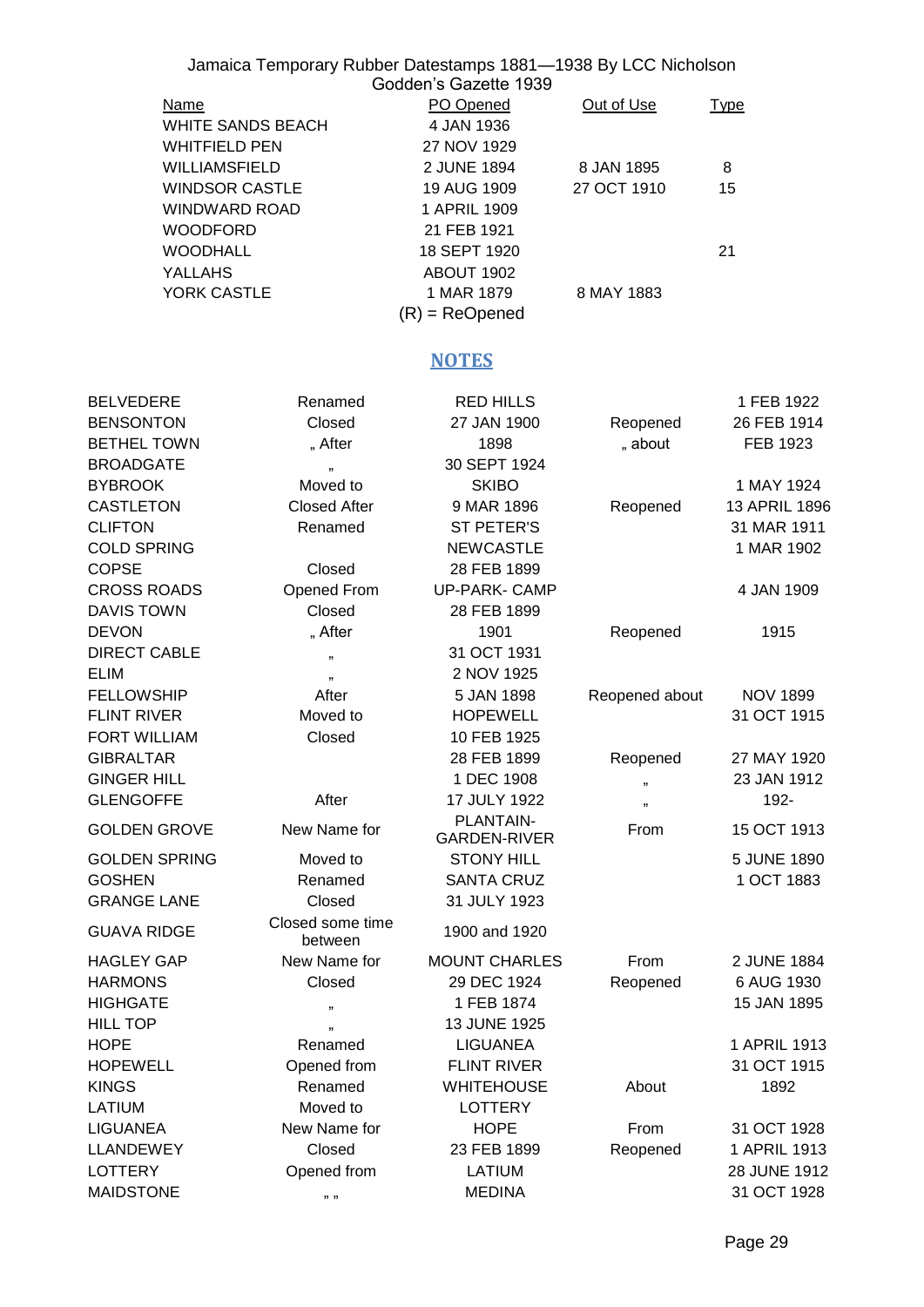Jamaica Temporary Rubber Datestamps 1881—1938 By LCC Nicholson
Godden's Gazette 1939

| Name | PO Opened | Out of Use | Type |
|---|---|---|---|
| WHITE SANDS BEACH | 4 JAN 1936 | | |
| WHITFIELD PEN | 27 NOV 1929 | | |
| WILLIAMSFIELD | 2 JUNE 1894 | 8 JAN 1895 | 8 |
| WINDSOR CASTLE | 19 AUG 1909 | 27 OCT 1910 | 15 |
| WINDWARD ROAD | 1 APRIL 1909 | | |
| WOODFORD | 21 FEB 1921 | | |
| WOODHALL | 18 SEPT 1920 | | 21 |
| YALLAHS | ABOUT 1902 | | |
| YORK CASTLE | 1 MAR 1879 | 8 MAY 1883 | |

(R) = ReOpened

## NOTES

| | | | | |
|---|---|---|---|---|
| BELVEDERE | Renamed | RED HILLS | | 1 FEB 1922 |
| BENSONTON | Closed | 27 JAN 1900 | Reopened | 26 FEB 1914 |
| BETHEL TOWN | „ After | 1898 | „ about | FEB 1923 |
| BROADGATE | „ | 30 SEPT 1924 | | |
| BYBROOK | Moved to | SKIBO | | 1 MAY 1924 |
| CASTLETON | Closed After | 9 MAR 1896 | Reopened | 13 APRIL 1896 |
| CLIFTON | Renamed | ST PETER'S | | 31 MAR 1911 |
| COLD SPRING | | NEWCASTLE | | 1 MAR 1902 |
| COPSE | Closed | 28 FEB 1899 | | |
| CROSS ROADS | Opened From | UP-PARK- CAMP | | 4 JAN 1909 |
| DAVIS TOWN | Closed | 28 FEB 1899 | | |
| DEVON | „ After | 1901 | Reopened | 1915 |
| DIRECT CABLE | „ | 31 OCT 1931 | | |
| ELIM | „ | 2 NOV 1925 | | |
| FELLOWSHIP | After | 5 JAN 1898 | Reopened about | NOV 1899 |
| FLINT RIVER | Moved to | HOPEWELL | | 31 OCT 1915 |
| FORT WILLIAM | Closed | 10 FEB 1925 | | |
| GIBRALTAR | | 28 FEB 1899 | Reopened | 27 MAY 1920 |
| GINGER HILL | | 1 DEC 1908 | „ | 23 JAN 1912 |
| GLENGOFFE | After | 17 JULY 1922 | „ | 192- |
| GOLDEN GROVE | New Name for | PLANTAIN-GARDEN-RIVER | From | 15 OCT 1913 |
| GOLDEN SPRING | Moved to | STONY HILL | | 5 JUNE 1890 |
| GOSHEN | Renamed | SANTA CRUZ | | 1 OCT 1883 |
| GRANGE LANE | Closed | 31 JULY 1923 | | |
| GUAVA RIDGE | Closed some time between | 1900 and 1920 | | |
| HAGLEY GAP | New Name for | MOUNT CHARLES | From | 2 JUNE 1884 |
| HARMONS | Closed | 29 DEC 1924 | Reopened | 6 AUG 1930 |
| HIGHGATE | „ | 1 FEB 1874 | | 15 JAN 1895 |
| HILL TOP | „ | 13 JUNE 1925 | | |
| HOPE | Renamed | LIGUANEA | | 1 APRIL 1913 |
| HOPEWELL | Opened from | FLINT RIVER | | 31 OCT 1915 |
| KINGS | Renamed | WHITEHOUSE | About | 1892 |
| LATIUM | Moved to | LOTTERY | | |
| LIGUANEA | New Name for | HOPE | From | 31 OCT 1928 |
| LLANDEWEY | Closed | 23 FEB 1899 | Reopened | 1 APRIL 1913 |
| LOTTERY | Opened from | LATIUM | | 28 JUNE 1912 |
| MAIDSTONE | „ „ | MEDINA | | 31 OCT 1928 |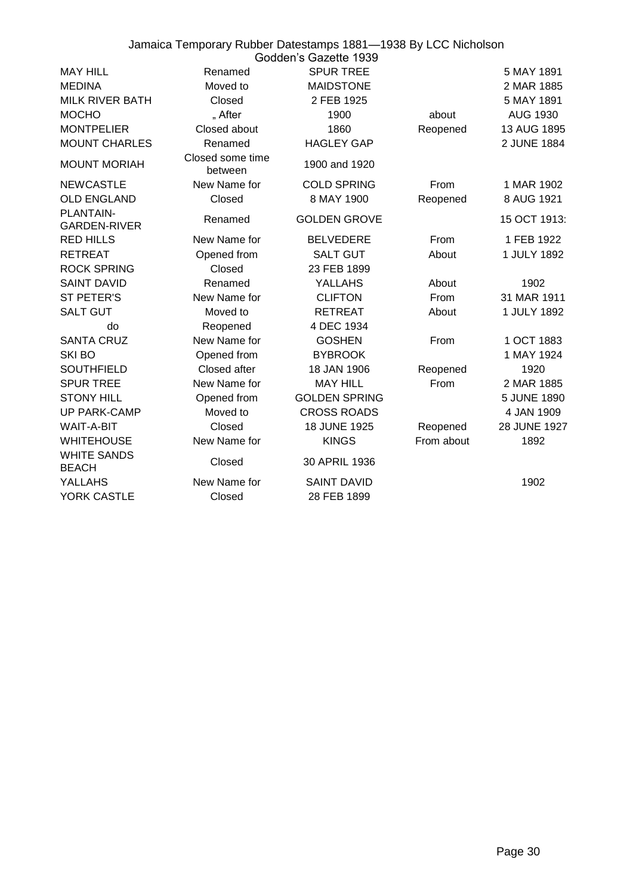Jamaica Temporary Rubber Datestamps 1881—1938 By LCC Nicholson
Godden's Gazette 1939

| | | | | |
|---|---|---|---|---|
| MAY HILL | Renamed | SPUR TREE | | 5 MAY 1891 |
| MEDINA | Moved to | MAIDSTONE | | 2 MAR 1885 |
| MILK RIVER BATH | Closed | 2 FEB 1925 | | 5 MAY 1891 |
| MOCHO | „ After | 1900 | about | AUG 1930 |
| MONTPELIER | Closed about | 1860 | Reopened | 13 AUG 1895 |
| MOUNT CHARLES | Renamed | HAGLEY GAP | | 2 JUNE 1884 |
| MOUNT MORIAH | Closed some time between | 1900 and 1920 | | |
| NEWCASTLE | New Name for | COLD SPRING | From | 1 MAR 1902 |
| OLD ENGLAND | Closed | 8 MAY 1900 | Reopened | 8 AUG 1921 |
| PLANTAIN-GARDEN-RIVER | Renamed | GOLDEN GROVE | | 15 OCT 1913: |
| RED HILLS | New Name for | BELVEDERE | From | 1 FEB 1922 |
| RETREAT | Opened from | SALT GUT | About | 1 JULY 1892 |
| ROCK SPRING | Closed | 23 FEB 1899 | | |
| SAINT DAVID | Renamed | YALLAHS | About | 1902 |
| ST PETER'S | New Name for | CLIFTON | From | 31 MAR 1911 |
| SALT GUT | Moved to | RETREAT | About | 1 JULY 1892 |
| do | Reopened | 4 DEC 1934 | | |
| SANTA CRUZ | New Name for | GOSHEN | From | 1 OCT 1883 |
| SKI BO | Opened from | BYBROOK | | 1 MAY 1924 |
| SOUTHFIELD | Closed after | 18 JAN 1906 | Reopened | 1920 |
| SPUR TREE | New Name for | MAY HILL | From | 2 MAR 1885 |
| STONY HILL | Opened from | GOLDEN SPRING | | 5 JUNE 1890 |
| UP PARK-CAMP | Moved to | CROSS ROADS | | 4 JAN 1909 |
| WAIT-A-BIT | Closed | 18 JUNE 1925 | Reopened | 28 JUNE 1927 |
| WHITEHOUSE | New Name for | KINGS | From about | 1892 |
| WHITE SANDS BEACH | Closed | 30 APRIL 1936 | | |
| YALLAHS | New Name for | SAINT DAVID | | 1902 |
| YORK CASTLE | Closed | 28 FEB 1899 | | |